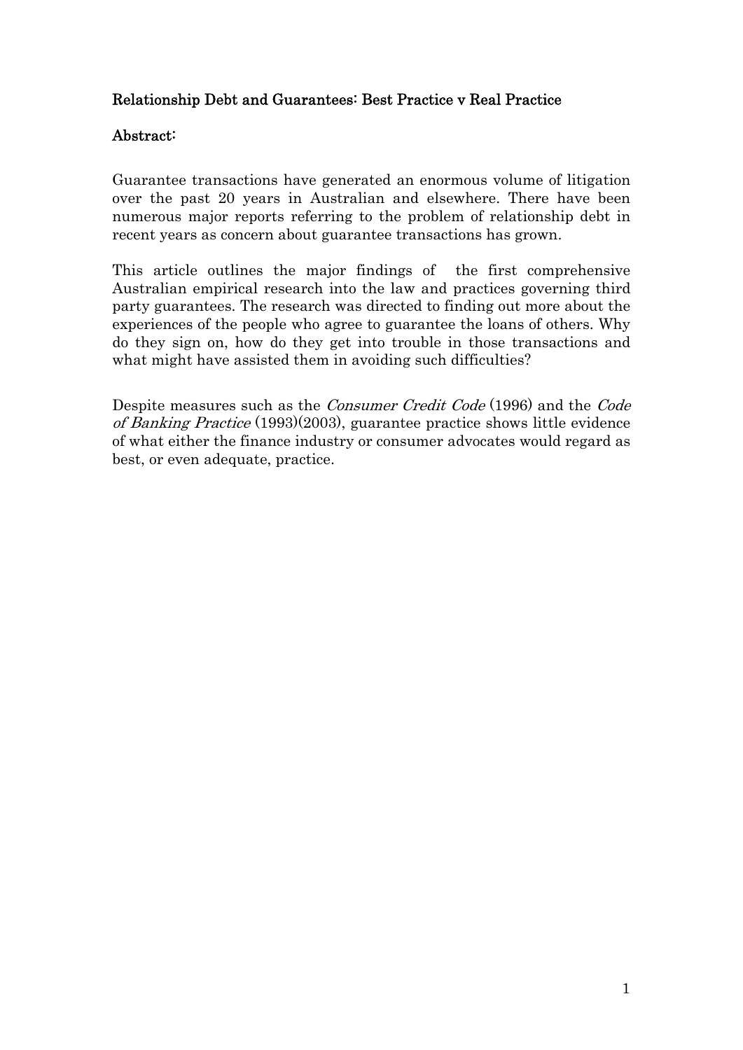# Relationship Debt and Guarantees: Best Practice v Real Practice

## Abstract:

Guarantee transactions have generated an enormous volume of litigation over the past 20 years in Australian and elsewhere. There have been numerous major reports referring to the problem of relationship debt in recent years as concern about guarantee transactions has grown.

This article outlines the major findings of the first comprehensive Australian empirical research into the law and practices governing third party guarantees. The research was directed to finding out more about the experiences of the people who agree to guarantee the loans of others. Why do they sign on, how do they get into trouble in those transactions and what might have assisted them in avoiding such difficulties?

Despite measures such as the *Consumer Credit Code* (1996) and the *Code of Banking Practice* (1993)(2003), guarantee practice shows little evidence of what either the finance industry or consumer advocates would regard as best, or even adequate, practice.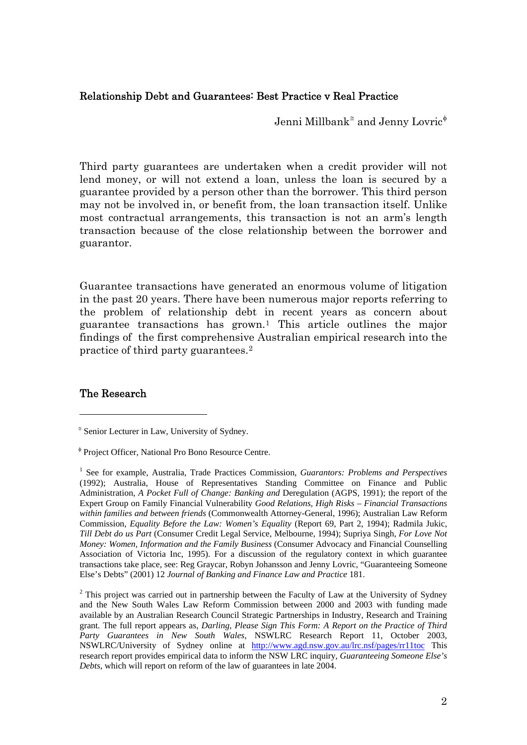## Relationship Debt and Guarantees: Best Practice v Real Practice

Jenni Millbank[≅] and Jenny Lovric[ϕ]

Third party guarantees are undertaken when a credit provider will not lend money, or will not extend a loan, unless the loan is secured by a guarantee provided by a person other than the borrower. This third person may not be involved in, or benefit from, the loan transaction itself. Unlike most contractual arrangements, this transaction is not an arm's length transaction because of the close relationship between the borrower and guarantor.

Guarantee transactions have generated an enormous volume of litigation in the past 20 years. There have been numerous major reports referring to the problem of relationship debt in recent years as concern about guarantee transactions has grown.[1] This article outlines the major findings of the first comprehensive Australian empirical research into the practice of third party guarantees.[2]

## The Research

---

[≅] Senior Lecturer in Law, University of Sydney.

[ϕ] Project Officer, National Pro Bono Resource Centre.

[1] See for example, Australia, Trade Practices Commission, *Guarantors: Problems and Perspectives* (1992); Australia, House of Representatives Standing Committee on Finance and Public Administration, *A Pocket Full of Change: Banking and* Deregulation (AGPS, 1991); the report of the Expert Group on Family Financial Vulnerability *Good Relations, High Risks – Financial Transactions within families and between friends* (Commonwealth Attorney-General, 1996); Australian Law Reform Commission, *Equality Before the Law: Women's Equality* (Report 69, Part 2, 1994); Radmila Jukic, *Till Debt do us Part* (Consumer Credit Legal Service, Melbourne, 1994); Supriya Singh, *For Love Not Money: Women, Information and the Family Business* (Consumer Advocacy and Financial Counselling Association of Victoria Inc, 1995). For a discussion of the regulatory context in which guarantee transactions take place, see: Reg Graycar, Robyn Johansson and Jenny Lovric, "Guaranteeing Someone Else's Debts" (2001) 12 *Journal of Banking and Finance Law and Practice* 181.

[2] This project was carried out in partnership between the Faculty of Law at the University of Sydney and the New South Wales Law Reform Commission between 2000 and 2003 with funding made available by an Australian Research Council Strategic Partnerships in Industry, Research and Training grant. The full report appears as, *Darling, Please Sign This Form: A Report on the Practice of Third Party Guarantees in New South Wales*, NSWLRC Research Report 11, October 2003, NSWLRC/University of Sydney online at http://www.agd.nsw.gov.au/lrc.nsf/pages/rr11toc This research report provides empirical data to inform the NSW LRC inquiry, *Guaranteeing Someone Else's Debts*, which will report on reform of the law of guarantees in late 2004.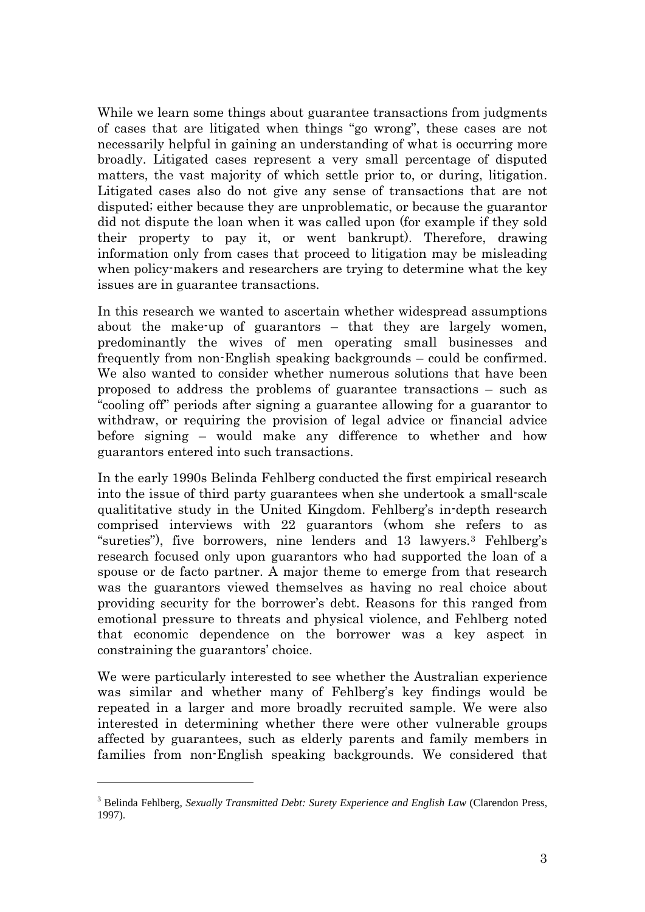While we learn some things about guarantee transactions from judgments of cases that are litigated when things "go wrong", these cases are not necessarily helpful in gaining an understanding of what is occurring more broadly. Litigated cases represent a very small percentage of disputed matters, the vast majority of which settle prior to, or during, litigation. Litigated cases also do not give any sense of transactions that are not disputed; either because they are unproblematic, or because the guarantor did not dispute the loan when it was called upon (for example if they sold their property to pay it, or went bankrupt). Therefore, drawing information only from cases that proceed to litigation may be misleading when policy-makers and researchers are trying to determine what the key issues are in guarantee transactions.

In this research we wanted to ascertain whether widespread assumptions about the make-up of guarantors – that they are largely women, predominantly the wives of men operating small businesses and frequently from non-English speaking backgrounds – could be confirmed. We also wanted to consider whether numerous solutions that have been proposed to address the problems of guarantee transactions – such as "cooling off" periods after signing a guarantee allowing for a guarantor to withdraw, or requiring the provision of legal advice or financial advice before signing – would make any difference to whether and how guarantors entered into such transactions.

In the early 1990s Belinda Fehlberg conducted the first empirical research into the issue of third party guarantees when she undertook a small-scale qualititative study in the United Kingdom. Fehlberg's in-depth research comprised interviews with 22 guarantors (whom she refers to as "sureties"), five borrowers, nine lenders and 13 lawyers.[3] Fehlberg's research focused only upon guarantors who had supported the loan of a spouse or de facto partner. A major theme to emerge from that research was the guarantors viewed themselves as having no real choice about providing security for the borrower's debt. Reasons for this ranged from emotional pressure to threats and physical violence, and Fehlberg noted that economic dependence on the borrower was a key aspect in constraining the guarantors' choice.

We were particularly interested to see whether the Australian experience was similar and whether many of Fehlberg's key findings would be repeated in a larger and more broadly recruited sample. We were also interested in determining whether there were other vulnerable groups affected by guarantees, such as elderly parents and family members in families from non-English speaking backgrounds. We considered that

---

[3] Belinda Fehlberg, *Sexually Transmitted Debt: Surety Experience and English Law* (Clarendon Press, 1997).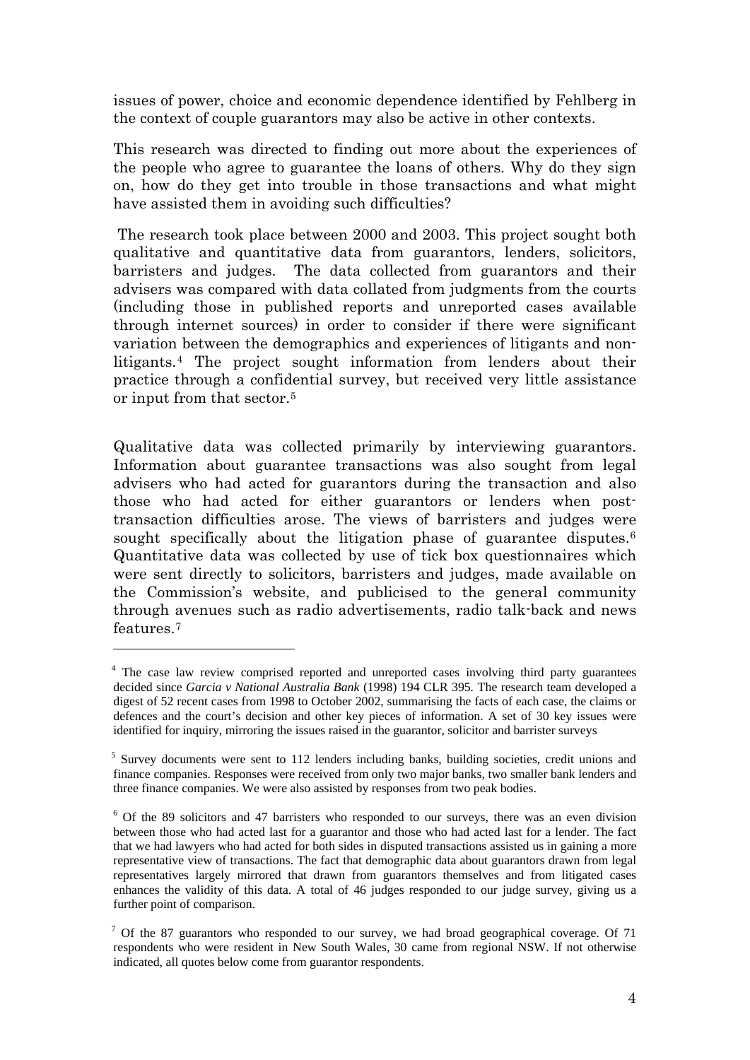issues of power, choice and economic dependence identified by Fehlberg in the context of couple guarantors may also be active in other contexts.

This research was directed to finding out more about the experiences of the people who agree to guarantee the loans of others. Why do they sign on, how do they get into trouble in those transactions and what might have assisted them in avoiding such difficulties?

The research took place between 2000 and 2003. This project sought both qualitative and quantitative data from guarantors, lenders, solicitors, barristers and judges. The data collected from guarantors and their advisers was compared with data collated from judgments from the courts (including those in published reports and unreported cases available through internet sources) in order to consider if there were significant variation between the demographics and experiences of litigants and non-litigants.[4] The project sought information from lenders about their practice through a confidential survey, but received very little assistance or input from that sector.[5]

Qualitative data was collected primarily by interviewing guarantors. Information about guarantee transactions was also sought from legal advisers who had acted for guarantors during the transaction and also those who had acted for either guarantors or lenders when post-transaction difficulties arose. The views of barristers and judges were sought specifically about the litigation phase of guarantee disputes.[6] Quantitative data was collected by use of tick box questionnaires which were sent directly to solicitors, barristers and judges, made available on the Commission's website, and publicised to the general community through avenues such as radio advertisements, radio talk-back and news features.[7]

---

[4] The case law review comprised reported and unreported cases involving third party guarantees decided since *Garcia v National Australia Bank* (1998) 194 CLR 395. The research team developed a digest of 52 recent cases from 1998 to October 2002, summarising the facts of each case, the claims or defences and the court's decision and other key pieces of information. A set of 30 key issues were identified for inquiry, mirroring the issues raised in the guarantor, solicitor and barrister surveys

[5] Survey documents were sent to 112 lenders including banks, building societies, credit unions and finance companies. Responses were received from only two major banks, two smaller bank lenders and three finance companies. We were also assisted by responses from two peak bodies.

[6] Of the 89 solicitors and 47 barristers who responded to our surveys, there was an even division between those who had acted last for a guarantor and those who had acted last for a lender. The fact that we had lawyers who had acted for both sides in disputed transactions assisted us in gaining a more representative view of transactions. The fact that demographic data about guarantors drawn from legal representatives largely mirrored that drawn from guarantors themselves and from litigated cases enhances the validity of this data. A total of 46 judges responded to our judge survey, giving us a further point of comparison.

[7] Of the 87 guarantors who responded to our survey, we had broad geographical coverage. Of 71 respondents who were resident in New South Wales, 30 came from regional NSW. If not otherwise indicated, all quotes below come from guarantor respondents.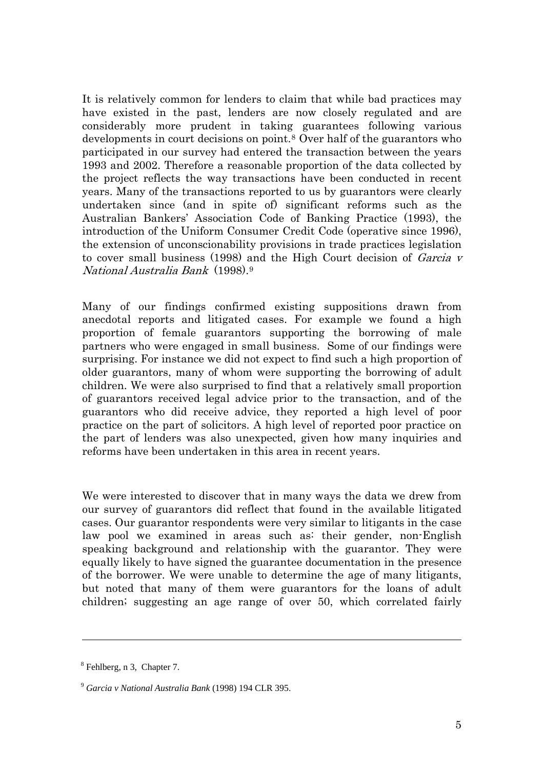It is relatively common for lenders to claim that while bad practices may have existed in the past, lenders are now closely regulated and are considerably more prudent in taking guarantees following various developments in court decisions on point.[8] Over half of the guarantors who participated in our survey had entered the transaction between the years 1993 and 2002. Therefore a reasonable proportion of the data collected by the project reflects the way transactions have been conducted in recent years. Many of the transactions reported to us by guarantors were clearly undertaken since (and in spite of) significant reforms such as the Australian Bankers' Association Code of Banking Practice (1993), the introduction of the Uniform Consumer Credit Code (operative since 1996), the extension of unconscionability provisions in trade practices legislation to cover small business (1998) and the High Court decision of *Garcia v National Australia Bank* (1998).[9]

Many of our findings confirmed existing suppositions drawn from anecdotal reports and litigated cases. For example we found a high proportion of female guarantors supporting the borrowing of male partners who were engaged in small business. Some of our findings were surprising. For instance we did not expect to find such a high proportion of older guarantors, many of whom were supporting the borrowing of adult children. We were also surprised to find that a relatively small proportion of guarantors received legal advice prior to the transaction, and of the guarantors who did receive advice, they reported a high level of poor practice on the part of solicitors. A high level of reported poor practice on the part of lenders was also unexpected, given how many inquiries and reforms have been undertaken in this area in recent years.

We were interested to discover that in many ways the data we drew from our survey of guarantors did reflect that found in the available litigated cases. Our guarantor respondents were very similar to litigants in the case law pool we examined in areas such as: their gender, non-English speaking background and relationship with the guarantor. They were equally likely to have signed the guarantee documentation in the presence of the borrower. We were unable to determine the age of many litigants, but noted that many of them were guarantors for the loans of adult children; suggesting an age range of over 50, which correlated fairly

---

[8] Fehlberg, n 3, Chapter 7.

[9] *Garcia v National Australia Bank* (1998) 194 CLR 395.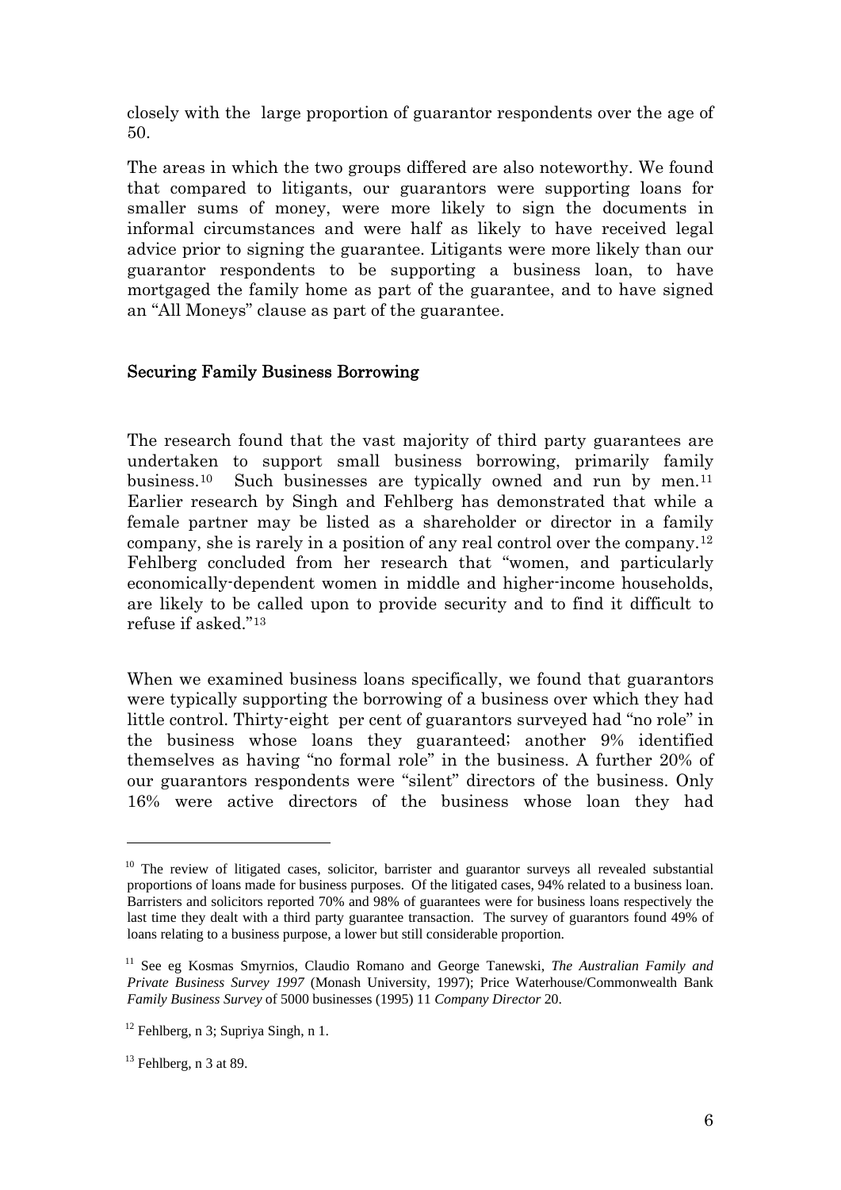closely with the large proportion of guarantor respondents over the age of 50.

The areas in which the two groups differed are also noteworthy. We found that compared to litigants, our guarantors were supporting loans for smaller sums of money, were more likely to sign the documents in informal circumstances and were half as likely to have received legal advice prior to signing the guarantee. Litigants were more likely than our guarantor respondents to be supporting a business loan, to have mortgaged the family home as part of the guarantee, and to have signed an "All Moneys" clause as part of the guarantee.

## Securing Family Business Borrowing

The research found that the vast majority of third party guarantees are undertaken to support small business borrowing, primarily family business.[10] Such businesses are typically owned and run by men.[11] Earlier research by Singh and Fehlberg has demonstrated that while a female partner may be listed as a shareholder or director in a family company, she is rarely in a position of any real control over the company.[12] Fehlberg concluded from her research that "women, and particularly economically-dependent women in middle and higher-income households, are likely to be called upon to provide security and to find it difficult to refuse if asked."[13]

When we examined business loans specifically, we found that guarantors were typically supporting the borrowing of a business over which they had little control. Thirty-eight per cent of guarantors surveyed had "no role" in the business whose loans they guaranteed; another 9% identified themselves as having "no formal role" in the business. A further 20% of our guarantors respondents were "silent" directors of the business. Only 16% were active directors of the business whose loan they had

---

[10] The review of litigated cases, solicitor, barrister and guarantor surveys all revealed substantial proportions of loans made for business purposes. Of the litigated cases, 94% related to a business loan. Barristers and solicitors reported 70% and 98% of guarantees were for business loans respectively the last time they dealt with a third party guarantee transaction. The survey of guarantors found 49% of loans relating to a business purpose, a lower but still considerable proportion.

[11] See eg Kosmas Smyrnios, Claudio Romano and George Tanewski, *The Australian Family and Private Business Survey 1997* (Monash University, 1997); Price Waterhouse/Commonwealth Bank *Family Business Survey* of 5000 businesses (1995) 11 *Company Director* 20.

[12] Fehlberg, n 3; Supriya Singh, n 1.

[13] Fehlberg, n 3 at 89.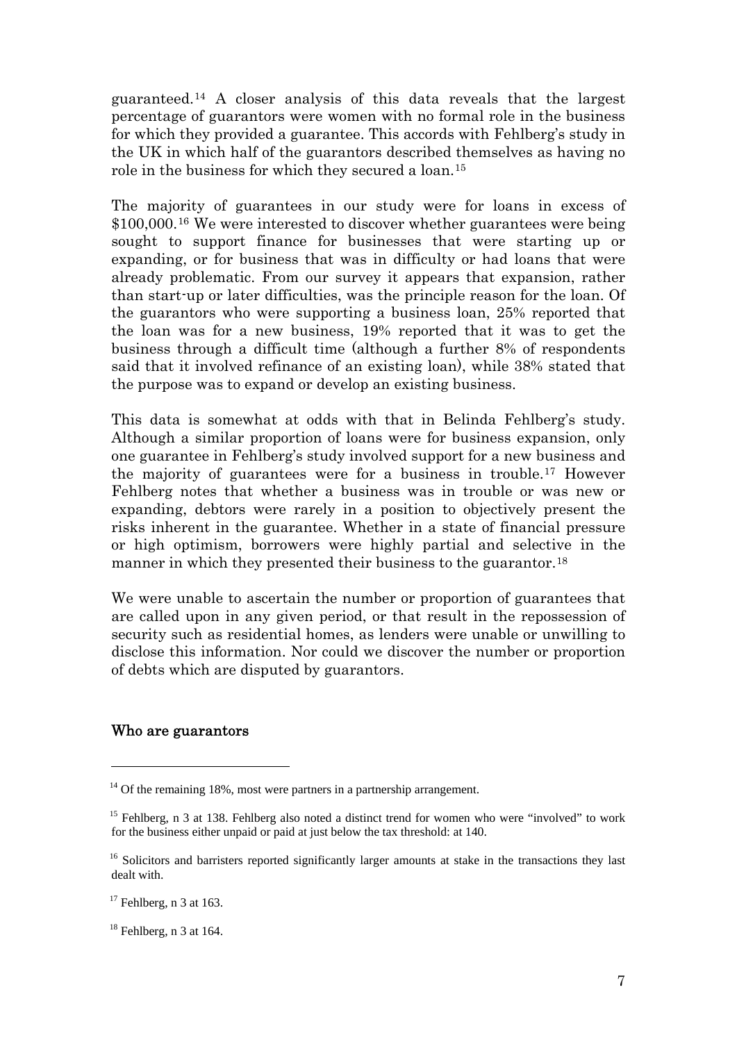guaranteed.[14] A closer analysis of this data reveals that the largest percentage of guarantors were women with no formal role in the business for which they provided a guarantee. This accords with Fehlberg's study in the UK in which half of the guarantors described themselves as having no role in the business for which they secured a loan.[15]

The majority of guarantees in our study were for loans in excess of $100,000.[16] We were interested to discover whether guarantees were being sought to support finance for businesses that were starting up or expanding, or for business that was in difficulty or had loans that were already problematic. From our survey it appears that expansion, rather than start-up or later difficulties, was the principle reason for the loan. Of the guarantors who were supporting a business loan, 25% reported that the loan was for a new business, 19% reported that it was to get the business through a difficult time (although a further 8% of respondents said that it involved refinance of an existing loan), while 38% stated that the purpose was to expand or develop an existing business.

This data is somewhat at odds with that in Belinda Fehlberg's study. Although a similar proportion of loans were for business expansion, only one guarantee in Fehlberg's study involved support for a new business and the majority of guarantees were for a business in trouble.[17] However Fehlberg notes that whether a business was in trouble or was new or expanding, debtors were rarely in a position to objectively present the risks inherent in the guarantee. Whether in a state of financial pressure or high optimism, borrowers were highly partial and selective in the manner in which they presented their business to the guarantor.[18]

We were unable to ascertain the number or proportion of guarantees that are called upon in any given period, or that result in the repossession of security such as residential homes, as lenders were unable or unwilling to disclose this information. Nor could we discover the number or proportion of debts which are disputed by guarantors.

## Who are guarantors

---

[14] Of the remaining 18%, most were partners in a partnership arrangement.

[15] Fehlberg, n 3 at 138. Fehlberg also noted a distinct trend for women who were "involved" to work for the business either unpaid or paid at just below the tax threshold: at 140.

[16] Solicitors and barristers reported significantly larger amounts at stake in the transactions they last dealt with.

[17] Fehlberg, n 3 at 163.

[18] Fehlberg, n 3 at 164.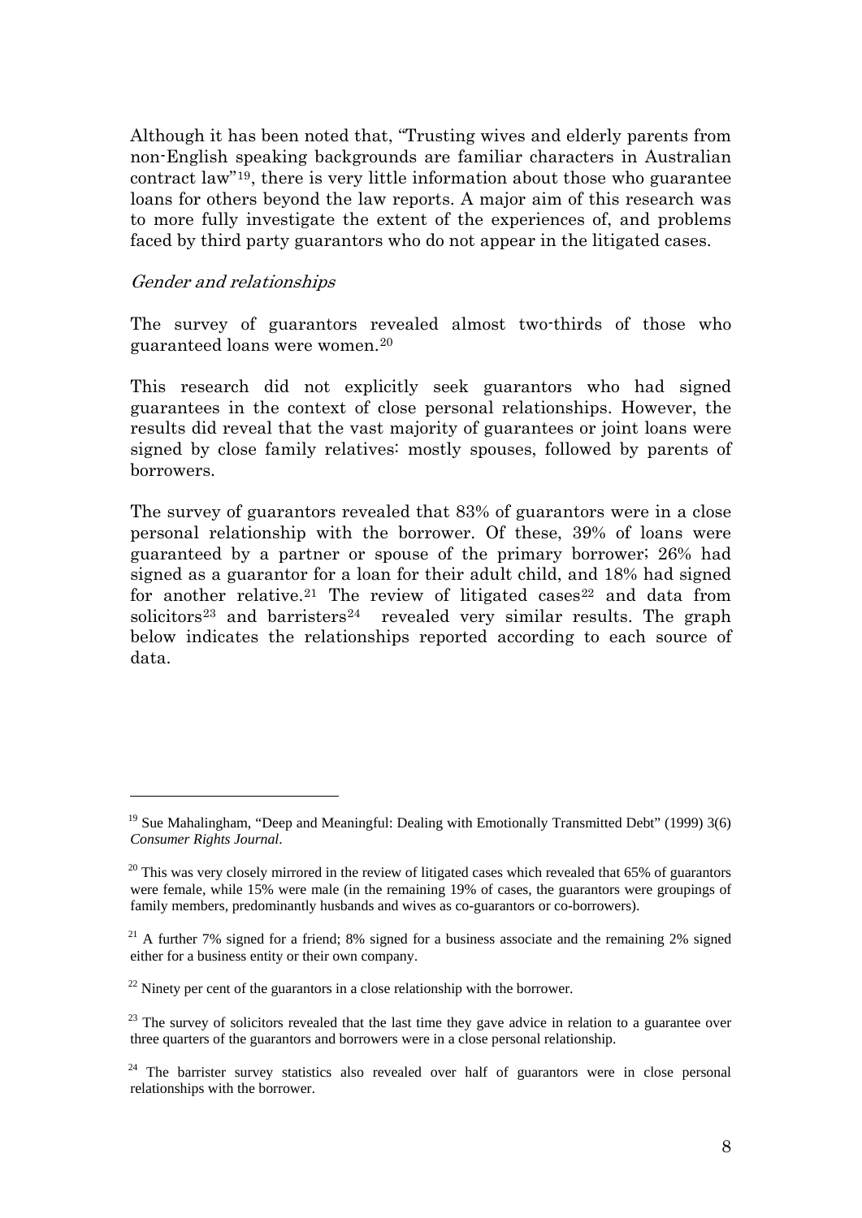Although it has been noted that, "Trusting wives and elderly parents from non-English speaking backgrounds are familiar characters in Australian contract law"[19], there is very little information about those who guarantee loans for others beyond the law reports. A major aim of this research was to more fully investigate the extent of the experiences of, and problems faced by third party guarantors who do not appear in the litigated cases.

### *Gender and relationships*

The survey of guarantors revealed almost two-thirds of those who guaranteed loans were women.[20]

This research did not explicitly seek guarantors who had signed guarantees in the context of close personal relationships. However, the results did reveal that the vast majority of guarantees or joint loans were signed by close family relatives: mostly spouses, followed by parents of borrowers.

The survey of guarantors revealed that 83% of guarantors were in a close personal relationship with the borrower. Of these, 39% of loans were guaranteed by a partner or spouse of the primary borrower; 26% had signed as a guarantor for a loan for their adult child, and 18% had signed for another relative.[21] The review of litigated cases[22] and data from solicitors[23] and barristers[24] revealed very similar results. The graph below indicates the relationships reported according to each source of data.

---

[19] Sue Mahalingham, "Deep and Meaningful: Dealing with Emotionally Transmitted Debt" (1999) 3(6) *Consumer Rights Journal*.

[20] This was very closely mirrored in the review of litigated cases which revealed that 65% of guarantors were female, while 15% were male (in the remaining 19% of cases, the guarantors were groupings of family members, predominantly husbands and wives as co-guarantors or co-borrowers).

[21] A further 7% signed for a friend; 8% signed for a business associate and the remaining 2% signed either for a business entity or their own company.

[22] Ninety per cent of the guarantors in a close relationship with the borrower.

[23] The survey of solicitors revealed that the last time they gave advice in relation to a guarantee over three quarters of the guarantors and borrowers were in a close personal relationship.

[24] The barrister survey statistics also revealed over half of guarantors were in close personal relationships with the borrower.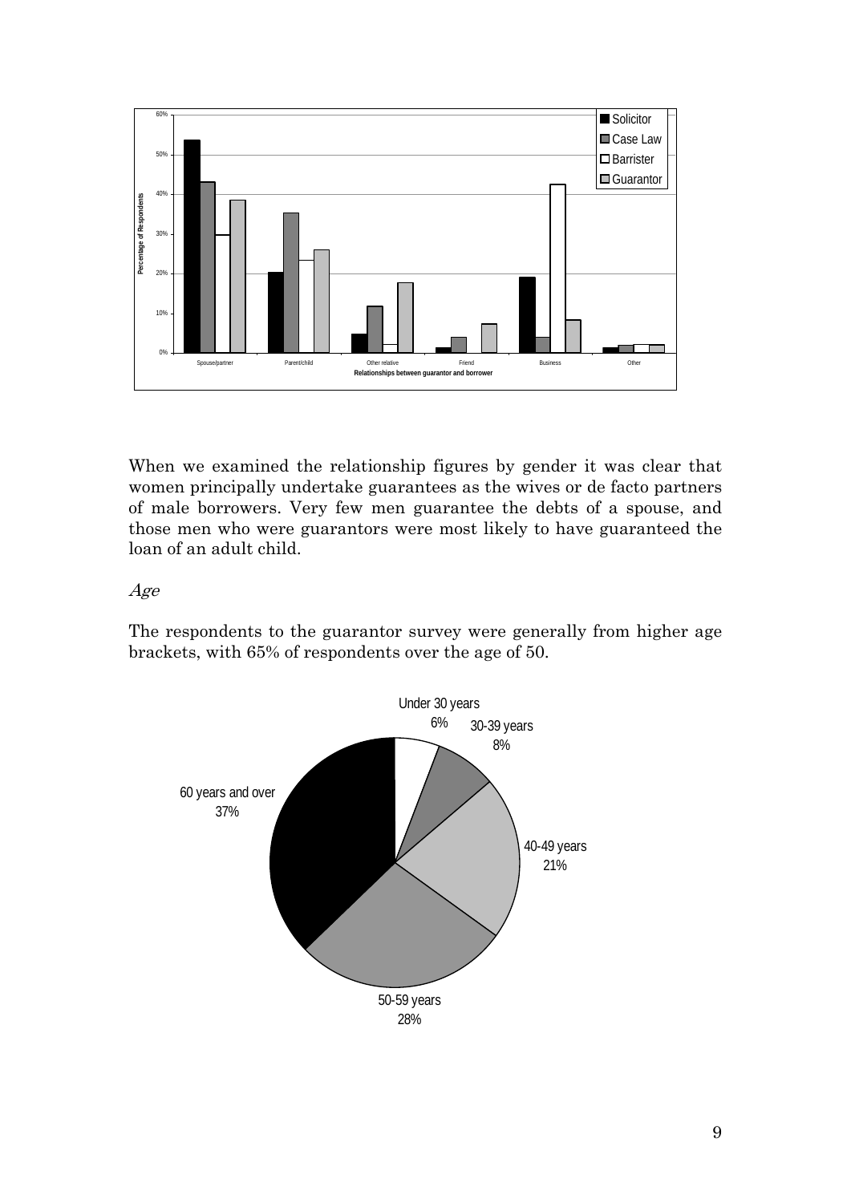When we examined the relationship figures by gender it was clear that women principally undertake guarantees as the wives or de facto partners of male borrowers. Very few men guarantee the debts of a spouse, and those men who were guarantors were most likely to have guaranteed the loan of an adult child.

*Age*

The respondents to the guarantor survey were generally from higher age brackets, with 65% of respondents over the age of 50.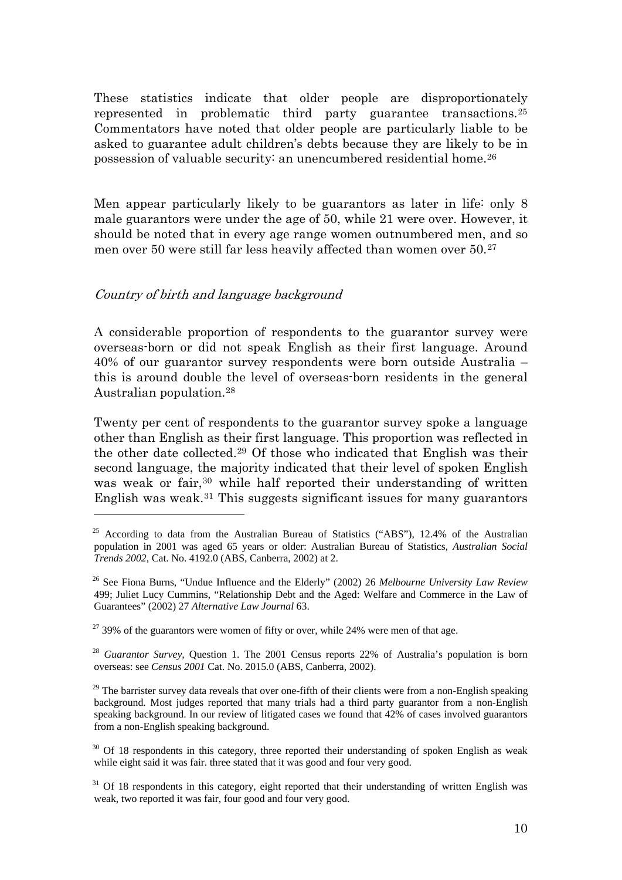These statistics indicate that older people are disproportionately represented in problematic third party guarantee transactions.[25] Commentators have noted that older people are particularly liable to be asked to guarantee adult children's debts because they are likely to be in possession of valuable security: an unencumbered residential home.[26]

Men appear particularly likely to be guarantors as later in life: only 8 male guarantors were under the age of 50, while 21 were over. However, it should be noted that in every age range women outnumbered men, and so men over 50 were still far less heavily affected than women over 50.[27]

*Country of birth and language background*

A considerable proportion of respondents to the guarantor survey were overseas-born or did not speak English as their first language. Around 40% of our guarantor survey respondents were born outside Australia – this is around double the level of overseas-born residents in the general Australian population.[28]

Twenty per cent of respondents to the guarantor survey spoke a language other than English as their first language. This proportion was reflected in the other date collected.[29] Of those who indicated that English was their second language, the majority indicated that their level of spoken English was weak or fair,[30] while half reported their understanding of written English was weak.[31] This suggests significant issues for many guarantors

---

[25] According to data from the Australian Bureau of Statistics ("ABS"), 12.4% of the Australian population in 2001 was aged 65 years or older: Australian Bureau of Statistics, *Australian Social Trends 2002*, Cat. No. 4192.0 (ABS, Canberra, 2002) at 2.

[26] See Fiona Burns, "Undue Influence and the Elderly" (2002) 26 *Melbourne University Law Review* 499; Juliet Lucy Cummins, "Relationship Debt and the Aged: Welfare and Commerce in the Law of Guarantees" (2002) 27 *Alternative Law Journal* 63.

[27] 39% of the guarantors were women of fifty or over, while 24% were men of that age.

[28] *Guarantor Survey*, Question 1. The 2001 Census reports 22% of Australia's population is born overseas: see *Census 2001* Cat. No. 2015.0 (ABS, Canberra, 2002).

[29] The barrister survey data reveals that over one-fifth of their clients were from a non-English speaking background. Most judges reported that many trials had a third party guarantor from a non-English speaking background. In our review of litigated cases we found that 42% of cases involved guarantors from a non-English speaking background.

[30] Of 18 respondents in this category, three reported their understanding of spoken English as weak while eight said it was fair. three stated that it was good and four very good.

[31] Of 18 respondents in this category, eight reported that their understanding of written English was weak, two reported it was fair, four good and four very good.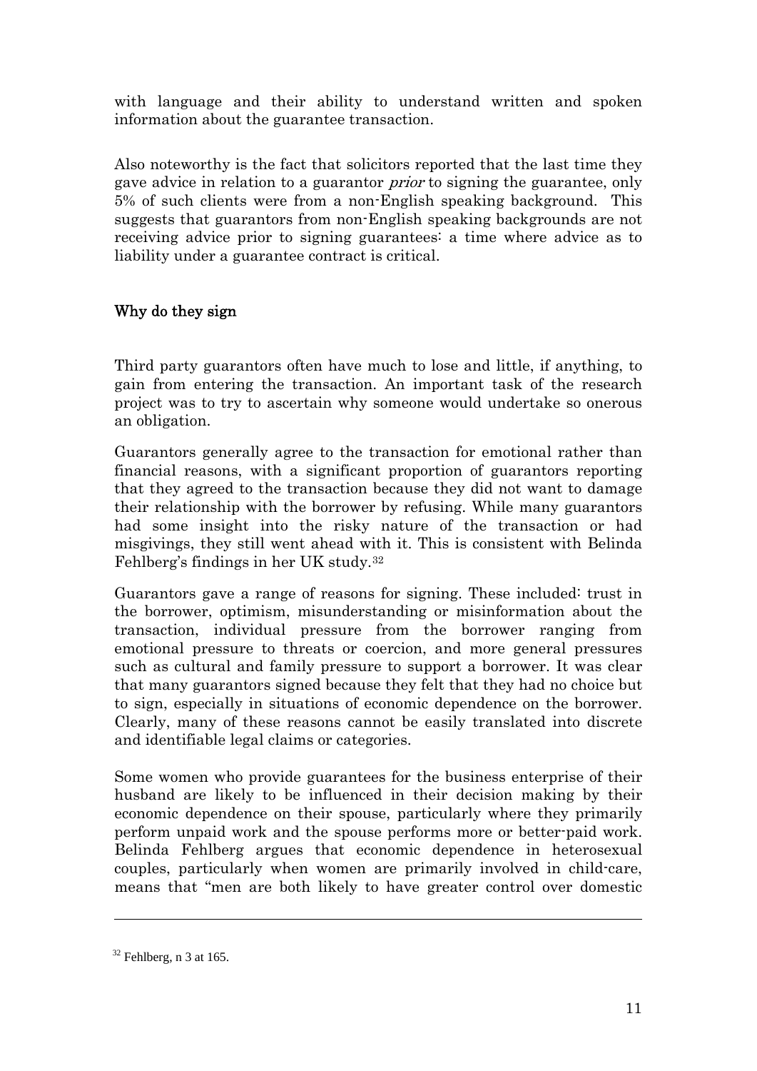with language and their ability to understand written and spoken information about the guarantee transaction.

Also noteworthy is the fact that solicitors reported that the last time they gave advice in relation to a guarantor *prior* to signing the guarantee, only 5% of such clients were from a non-English speaking background. This suggests that guarantors from non-English speaking backgrounds are not receiving advice prior to signing guarantees: a time where advice as to liability under a guarantee contract is critical.

## Why do they sign

Third party guarantors often have much to lose and little, if anything, to gain from entering the transaction. An important task of the research project was to try to ascertain why someone would undertake so onerous an obligation.

Guarantors generally agree to the transaction for emotional rather than financial reasons, with a significant proportion of guarantors reporting that they agreed to the transaction because they did not want to damage their relationship with the borrower by refusing. While many guarantors had some insight into the risky nature of the transaction or had misgivings, they still went ahead with it. This is consistent with Belinda Fehlberg's findings in her UK study.[32]

Guarantors gave a range of reasons for signing. These included: trust in the borrower, optimism, misunderstanding or misinformation about the transaction, individual pressure from the borrower ranging from emotional pressure to threats or coercion, and more general pressures such as cultural and family pressure to support a borrower. It was clear that many guarantors signed because they felt that they had no choice but to sign, especially in situations of economic dependence on the borrower. Clearly, many of these reasons cannot be easily translated into discrete and identifiable legal claims or categories.

Some women who provide guarantees for the business enterprise of their husband are likely to be influenced in their decision making by their economic dependence on their spouse, particularly where they primarily perform unpaid work and the spouse performs more or better-paid work. Belinda Fehlberg argues that economic dependence in heterosexual couples, particularly when women are primarily involved in child-care, means that "men are both likely to have greater control over domestic

---

[32] Fehlberg, n 3 at 165.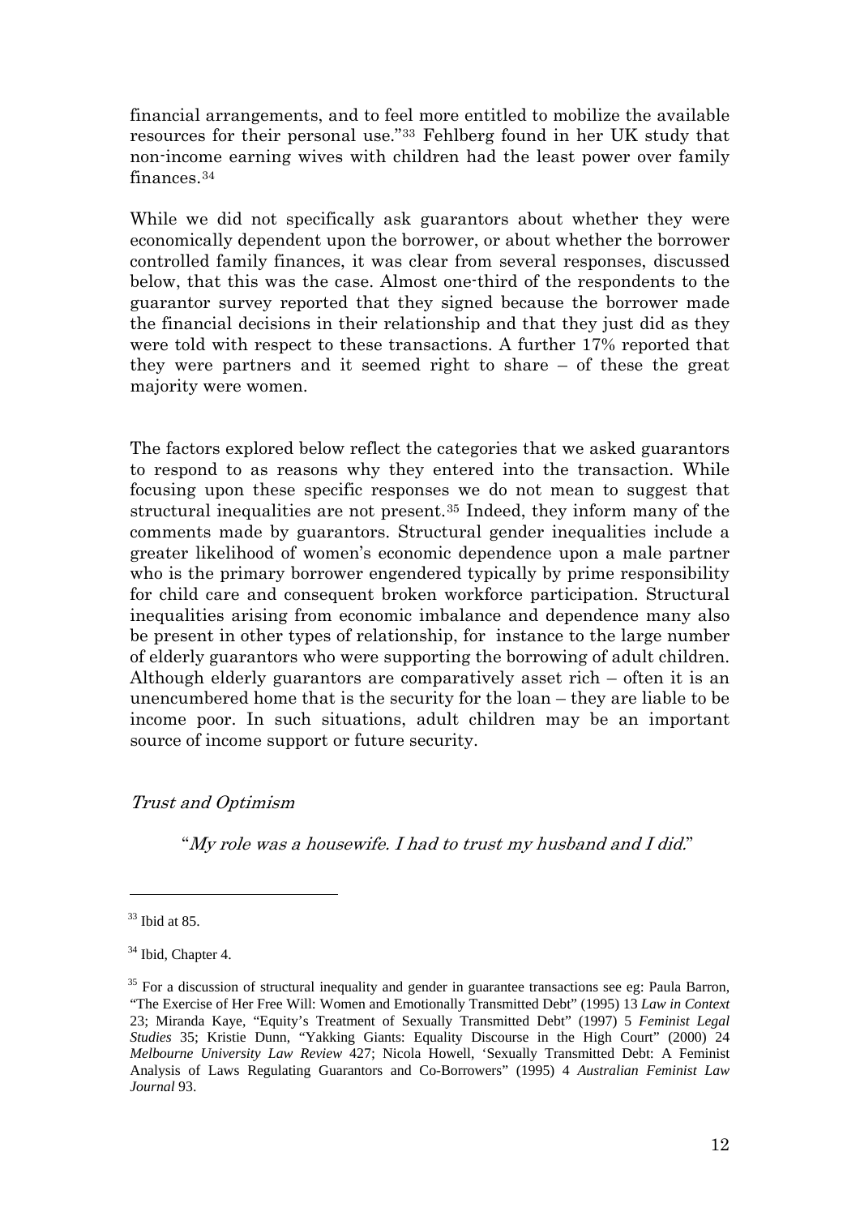financial arrangements, and to feel more entitled to mobilize the available resources for their personal use."[33] Fehlberg found in her UK study that non-income earning wives with children had the least power over family finances.[34]

While we did not specifically ask guarantors about whether they were economically dependent upon the borrower, or about whether the borrower controlled family finances, it was clear from several responses, discussed below, that this was the case. Almost one-third of the respondents to the guarantor survey reported that they signed because the borrower made the financial decisions in their relationship and that they just did as they were told with respect to these transactions. A further 17% reported that they were partners and it seemed right to share – of these the great majority were women.

The factors explored below reflect the categories that we asked guarantors to respond to as reasons why they entered into the transaction. While focusing upon these specific responses we do not mean to suggest that structural inequalities are not present.[35] Indeed, they inform many of the comments made by guarantors. Structural gender inequalities include a greater likelihood of women's economic dependence upon a male partner who is the primary borrower engendered typically by prime responsibility for child care and consequent broken workforce participation. Structural inequalities arising from economic imbalance and dependence many also be present in other types of relationship, for instance to the large number of elderly guarantors who were supporting the borrowing of adult children. Although elderly guarantors are comparatively asset rich – often it is an unencumbered home that is the security for the loan – they are liable to be income poor. In such situations, adult children may be an important source of income support or future security.

### *Trust and Optimism*

> "*My role was a housewife. I had to trust my husband and I did*."

---

[33] Ibid at 85.

[34] Ibid, Chapter 4.

[35] For a discussion of structural inequality and gender in guarantee transactions see eg: Paula Barron, "The Exercise of Her Free Will: Women and Emotionally Transmitted Debt" (1995) 13 *Law in Context* 23; Miranda Kaye, "Equity's Treatment of Sexually Transmitted Debt" (1997) 5 *Feminist Legal Studies* 35; Kristie Dunn, "Yakking Giants: Equality Discourse in the High Court" (2000) 24 *Melbourne University Law Review* 427; Nicola Howell, 'Sexually Transmitted Debt: A Feminist Analysis of Laws Regulating Guarantors and Co-Borrowers" (1995) 4 *Australian Feminist Law Journal* 93.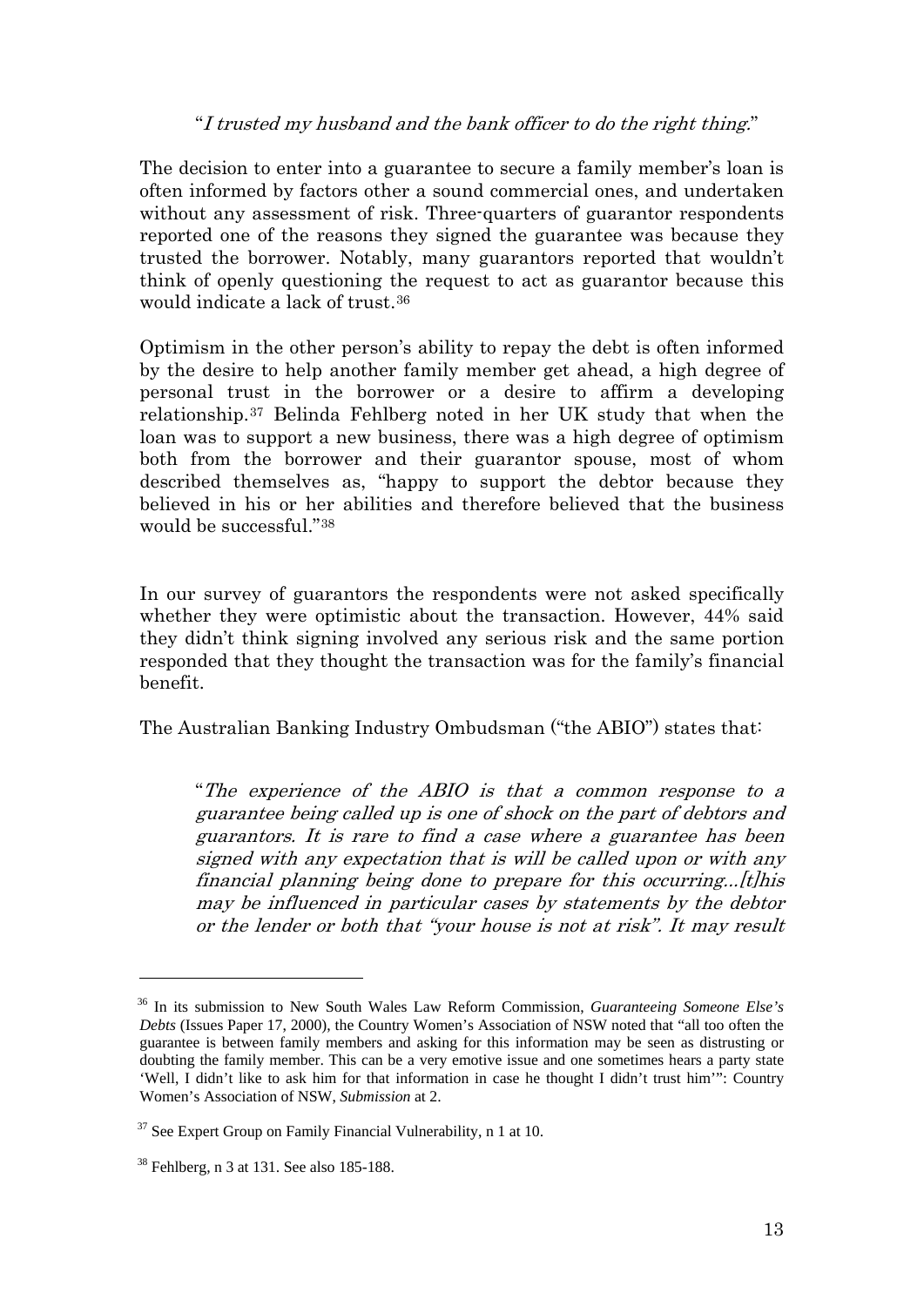"*I trusted my husband and the bank officer to do the right thing*."

The decision to enter into a guarantee to secure a family member's loan is often informed by factors other a sound commercial ones, and undertaken without any assessment of risk. Three-quarters of guarantor respondents reported one of the reasons they signed the guarantee was because they trusted the borrower. Notably, many guarantors reported that wouldn't think of openly questioning the request to act as guarantor because this would indicate a lack of trust.[36]

Optimism in the other person's ability to repay the debt is often informed by the desire to help another family member get ahead, a high degree of personal trust in the borrower or a desire to affirm a developing relationship.[37] Belinda Fehlberg noted in her UK study that when the loan was to support a new business, there was a high degree of optimism both from the borrower and their guarantor spouse, most of whom described themselves as, "happy to support the debtor because they believed in his or her abilities and therefore believed that the business would be successful."[38]

In our survey of guarantors the respondents were not asked specifically whether they were optimistic about the transaction. However, 44% said they didn't think signing involved any serious risk and the same portion responded that they thought the transaction was for the family's financial benefit.

The Australian Banking Industry Ombudsman ("the ABIO") states that:

> "*The experience of the ABIO is that a common response to a guarantee being called up is one of shock on the part of debtors and guarantors. It is rare to find a case where a guarantee has been signed with any expectation that is will be called upon or with any financial planning being done to prepare for this occurring...[t]his may be influenced in particular cases by statements by the debtor or the lender or both that "your house is not at risk". It may result*

---

[36] In its submission to New South Wales Law Reform Commission, *Guaranteeing Someone Else's Debts* (Issues Paper 17, 2000), the Country Women's Association of NSW noted that "all too often the guarantee is between family members and asking for this information may be seen as distrusting or doubting the family member. This can be a very emotive issue and one sometimes hears a party state 'Well, I didn't like to ask him for that information in case he thought I didn't trust him'": Country Women's Association of NSW, *Submission* at 2.

[37] See Expert Group on Family Financial Vulnerability, n 1 at 10.

[38] Fehlberg, n 3 at 131. See also 185-188.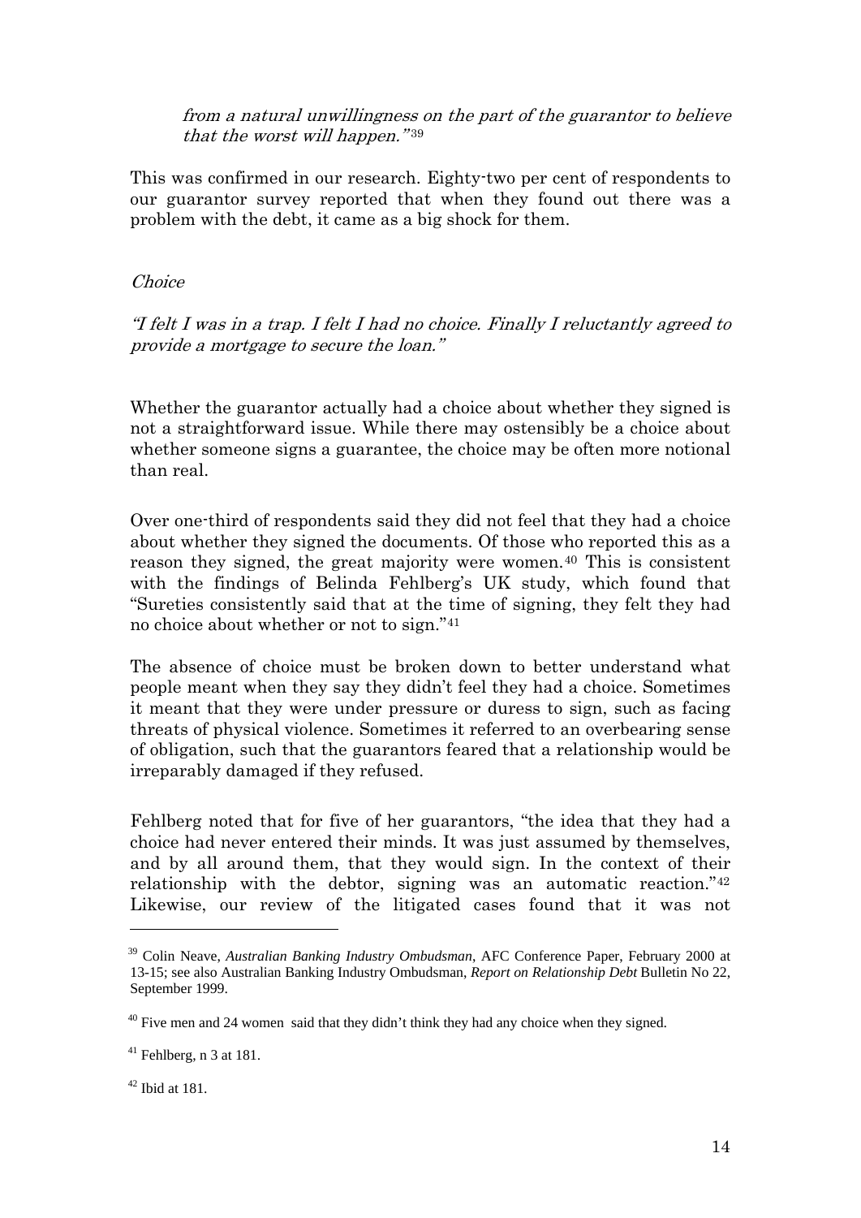*from a natural unwillingness on the part of the guarantor to believe that the worst will happen."*[39]

This was confirmed in our research. Eighty-two per cent of respondents to our guarantor survey reported that when they found out there was a problem with the debt, it came as a big shock for them.

*Choice*

*"I felt I was in a trap. I felt I had no choice. Finally I reluctantly agreed to provide a mortgage to secure the loan."*

Whether the guarantor actually had a choice about whether they signed is not a straightforward issue. While there may ostensibly be a choice about whether someone signs a guarantee, the choice may be often more notional than real.

Over one-third of respondents said they did not feel that they had a choice about whether they signed the documents. Of those who reported this as a reason they signed, the great majority were women.[40] This is consistent with the findings of Belinda Fehlberg's UK study, which found that "Sureties consistently said that at the time of signing, they felt they had no choice about whether or not to sign."[41]

The absence of choice must be broken down to better understand what people meant when they say they didn't feel they had a choice. Sometimes it meant that they were under pressure or duress to sign, such as facing threats of physical violence. Sometimes it referred to an overbearing sense of obligation, such that the guarantors feared that a relationship would be irreparably damaged if they refused.

Fehlberg noted that for five of her guarantors, "the idea that they had a choice had never entered their minds. It was just assumed by themselves, and by all around them, that they would sign. In the context of their relationship with the debtor, signing was an automatic reaction."[42] Likewise, our review of the litigated cases found that it was not

---

[39] Colin Neave, *Australian Banking Industry Ombudsman*, AFC Conference Paper, February 2000 at 13-15; see also Australian Banking Industry Ombudsman, *Report on Relationship Debt* Bulletin No 22, September 1999.

[40] Five men and 24 women said that they didn't think they had any choice when they signed.

[41] Fehlberg, n 3 at 181.

[42] Ibid at 181.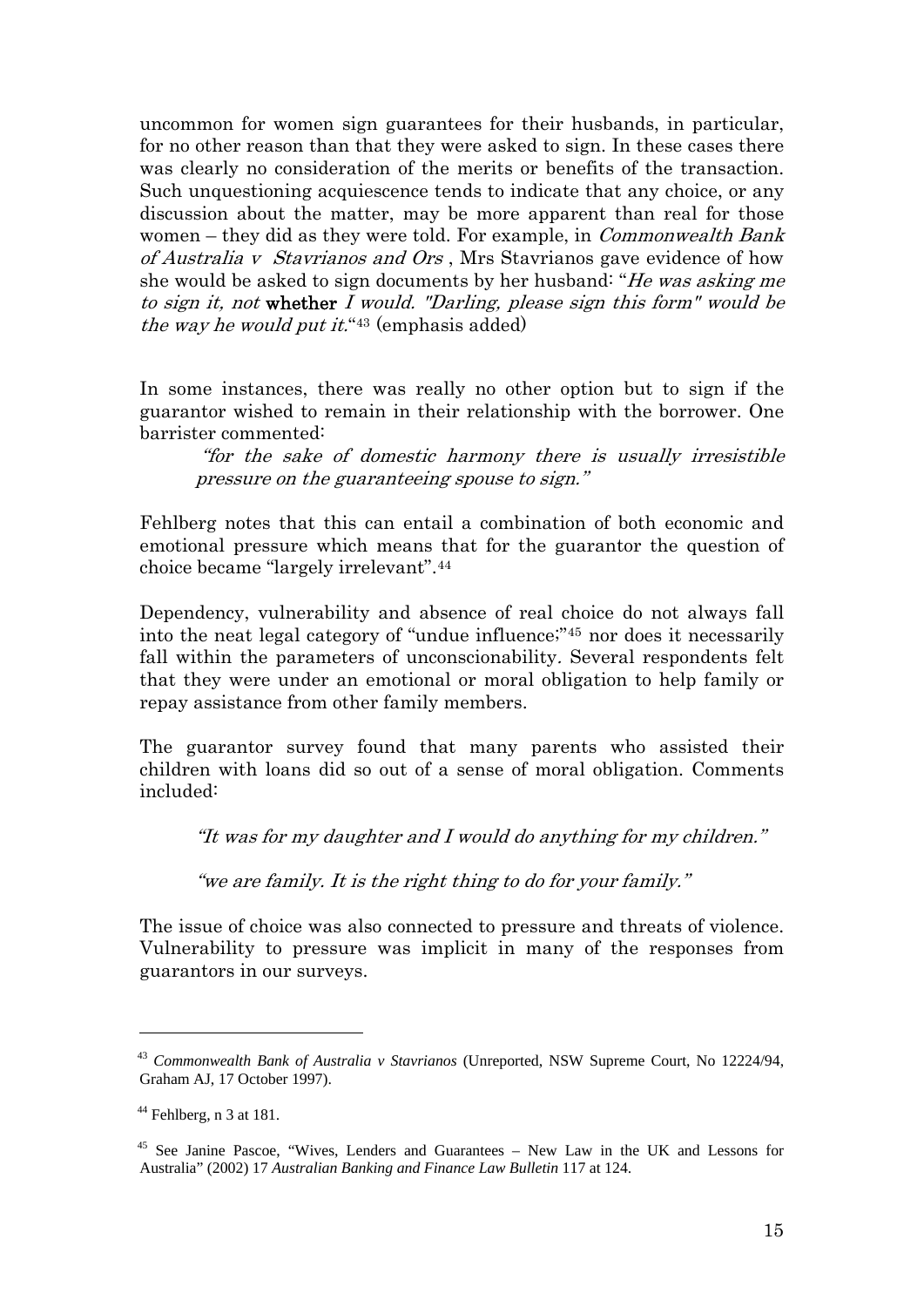uncommon for women sign guarantees for their husbands, in particular, for no other reason than that they were asked to sign. In these cases there was clearly no consideration of the merits or benefits of the transaction. Such unquestioning acquiescence tends to indicate that any choice, or any discussion about the matter, may be more apparent than real for those women – they did as they were told. For example, in *Commonwealth Bank of Australia v Stavrianos and Ors* , Mrs Stavrianos gave evidence of how she would be asked to sign documents by her husband: "*He was asking me to sign it, not* **whether** *I would. "Darling, please sign this form" would be the way he would put it.*"[43] (emphasis added)

In some instances, there was really no other option but to sign if the guarantor wished to remain in their relationship with the borrower. One barrister commented:

> *"for the sake of domestic harmony there is usually irresistible pressure on the guaranteeing spouse to sign."*

Fehlberg notes that this can entail a combination of both economic and emotional pressure which means that for the guarantor the question of choice became "largely irrelevant".[44]

Dependency, vulnerability and absence of real choice do not always fall into the neat legal category of "undue influence;"[45] nor does it necessarily fall within the parameters of unconscionability. Several respondents felt that they were under an emotional or moral obligation to help family or repay assistance from other family members.

The guarantor survey found that many parents who assisted their children with loans did so out of a sense of moral obligation. Comments included:

> *"It was for my daughter and I would do anything for my children."*
>
> *"we are family. It is the right thing to do for your family."*

The issue of choice was also connected to pressure and threats of violence. Vulnerability to pressure was implicit in many of the responses from guarantors in our surveys.

---

[43] *Commonwealth Bank of Australia v Stavrianos* (Unreported, NSW Supreme Court, No 12224/94, Graham AJ, 17 October 1997).

[44] Fehlberg, n 3 at 181.

[45] See Janine Pascoe, "Wives, Lenders and Guarantees – New Law in the UK and Lessons for Australia" (2002) 17 *Australian Banking and Finance Law Bulletin* 117 at 124.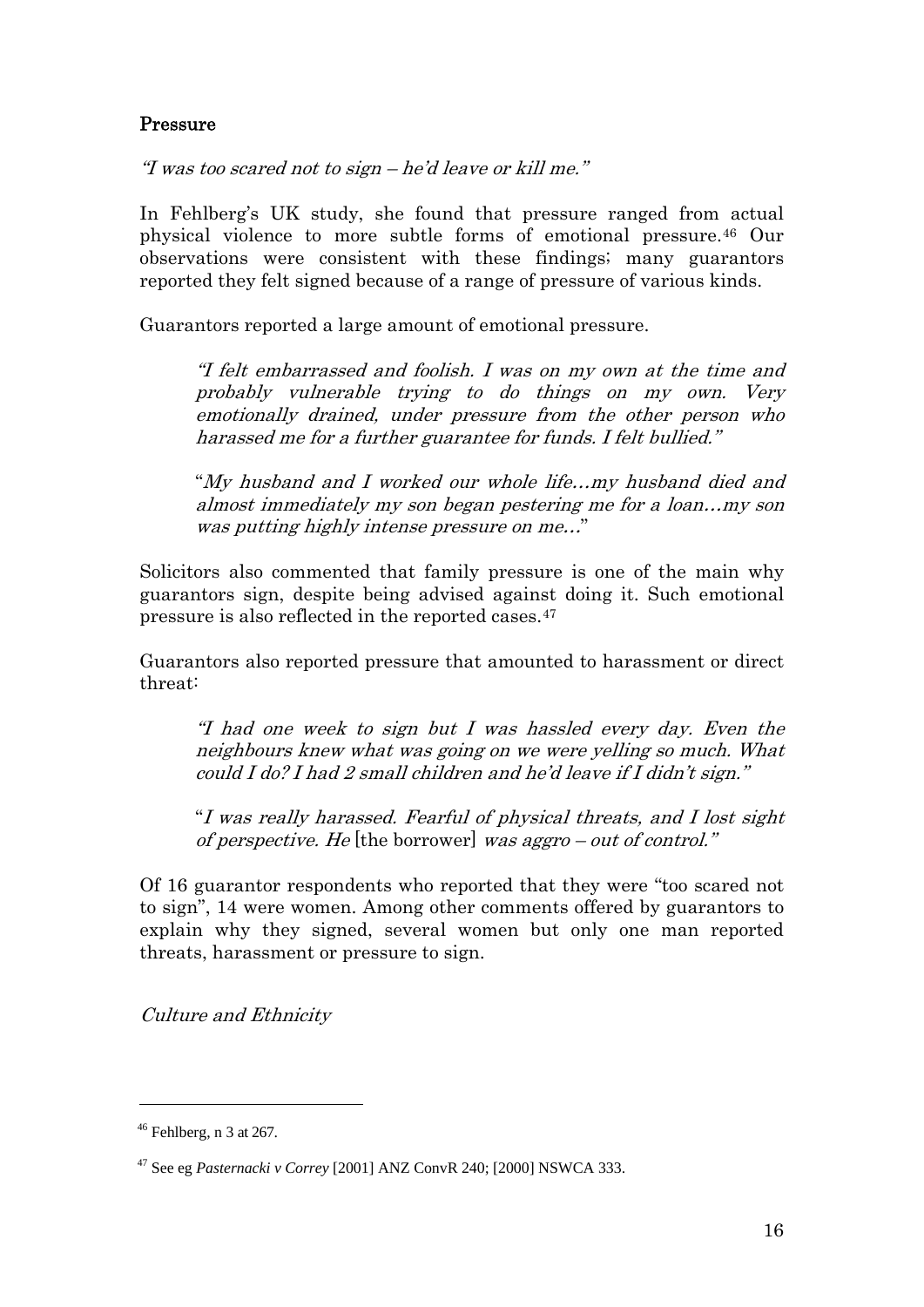### Pressure

*"I was too scared not to sign – he'd leave or kill me."*

In Fehlberg's UK study, she found that pressure ranged from actual physical violence to more subtle forms of emotional pressure.[46] Our observations were consistent with these findings; many guarantors reported they felt signed because of a range of pressure of various kinds.

Guarantors reported a large amount of emotional pressure.

> *"I felt embarrassed and foolish. I was on my own at the time and probably vulnerable trying to do things on my own. Very emotionally drained, under pressure from the other person who harassed me for a further guarantee for funds. I felt bullied."*

> "*My husband and I worked our whole life…my husband died and almost immediately my son began pestering me for a loan…my son was putting highly intense pressure on me…*"

Solicitors also commented that family pressure is one of the main why guarantors sign, despite being advised against doing it. Such emotional pressure is also reflected in the reported cases.[47]

Guarantors also reported pressure that amounted to harassment or direct threat:

> *"I had one week to sign but I was hassled every day. Even the neighbours knew what was going on we were yelling so much. What could I do? I had 2 small children and he'd leave if I didn't sign."*

> "*I was really harassed. Fearful of physical threats, and I lost sight of perspective. He* [the borrower] *was aggro – out of control."*

Of 16 guarantor respondents who reported that they were "too scared not to sign", 14 were women. Among other comments offered by guarantors to explain why they signed, several women but only one man reported threats, harassment or pressure to sign.

#### *Culture and Ethnicity*

---

[46] Fehlberg, n 3 at 267.

[47] See eg *Pasternacki v Correy* [2001] ANZ ConvR 240; [2000] NSWCA 333.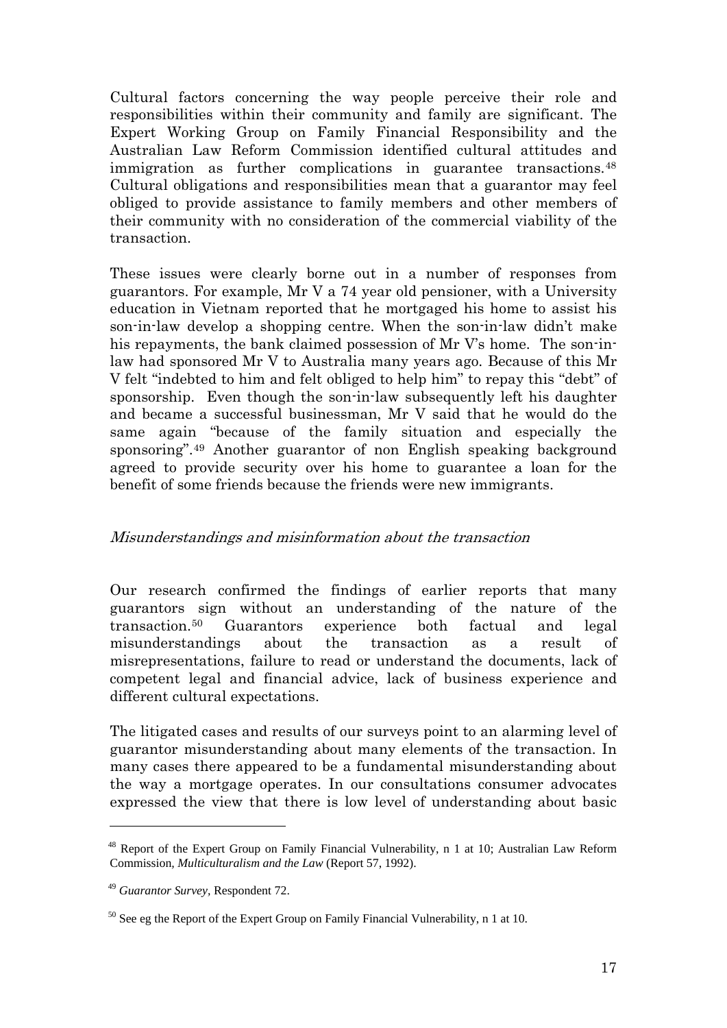Cultural factors concerning the way people perceive their role and responsibilities within their community and family are significant. The Expert Working Group on Family Financial Responsibility and the Australian Law Reform Commission identified cultural attitudes and immigration as further complications in guarantee transactions.[48] Cultural obligations and responsibilities mean that a guarantor may feel obliged to provide assistance to family members and other members of their community with no consideration of the commercial viability of the transaction.

These issues were clearly borne out in a number of responses from guarantors. For example, Mr V a 74 year old pensioner, with a University education in Vietnam reported that he mortgaged his home to assist his son-in-law develop a shopping centre. When the son-in-law didn't make his repayments, the bank claimed possession of Mr V's home. The son-in-law had sponsored Mr V to Australia many years ago. Because of this Mr V felt "indebted to him and felt obliged to help him" to repay this "debt" of sponsorship. Even though the son-in-law subsequently left his daughter and became a successful businessman, Mr V said that he would do the same again "because of the family situation and especially the sponsoring".[49] Another guarantor of non English speaking background agreed to provide security over his home to guarantee a loan for the benefit of some friends because the friends were new immigrants.

### *Misunderstandings and misinformation about the transaction*

Our research confirmed the findings of earlier reports that many guarantors sign without an understanding of the nature of the transaction.[50] Guarantors experience both factual and legal misunderstandings about the transaction as a result of misrepresentations, failure to read or understand the documents, lack of competent legal and financial advice, lack of business experience and different cultural expectations.

The litigated cases and results of our surveys point to an alarming level of guarantor misunderstanding about many elements of the transaction. In many cases there appeared to be a fundamental misunderstanding about the way a mortgage operates. In our consultations consumer advocates expressed the view that there is low level of understanding about basic

---

[48] Report of the Expert Group on Family Financial Vulnerability, n 1 at 10; Australian Law Reform Commission, *Multiculturalism and the Law* (Report 57, 1992).

[49] *Guarantor Survey*, Respondent 72.

[50] See eg the Report of the Expert Group on Family Financial Vulnerability, n 1 at 10.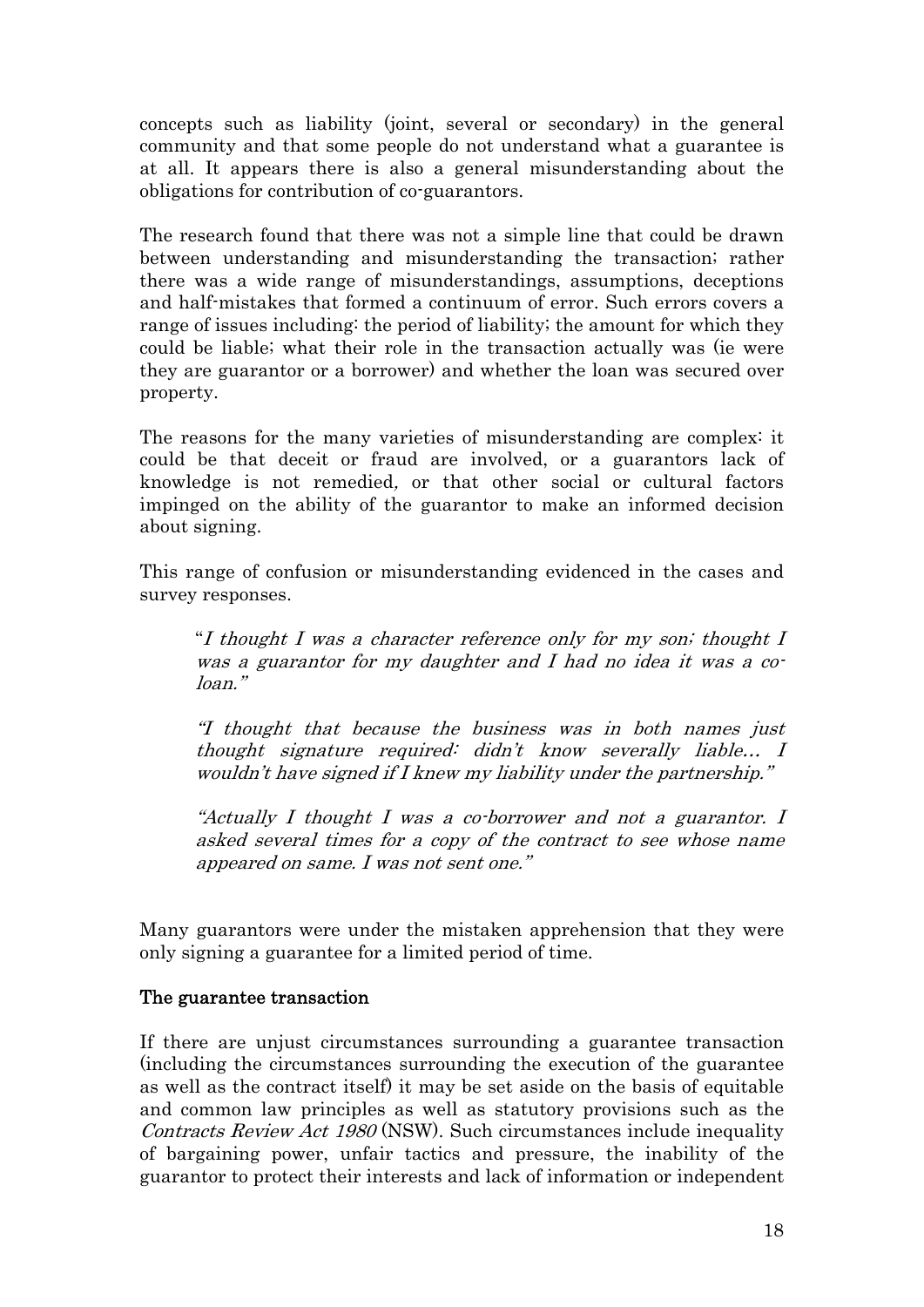concepts such as liability (joint, several or secondary) in the general community and that some people do not understand what a guarantee is at all. It appears there is also a general misunderstanding about the obligations for contribution of co-guarantors.

The research found that there was not a simple line that could be drawn between understanding and misunderstanding the transaction; rather there was a wide range of misunderstandings, assumptions, deceptions and half-mistakes that formed a continuum of error. Such errors covers a range of issues including: the period of liability; the amount for which they could be liable; what their role in the transaction actually was (ie were they are guarantor or a borrower) and whether the loan was secured over property.

The reasons for the many varieties of misunderstanding are complex: it could be that deceit or fraud are involved, or a guarantors lack of knowledge is not remedied, or that other social or cultural factors impinged on the ability of the guarantor to make an informed decision about signing.

This range of confusion or misunderstanding evidenced in the cases and survey responses.

> "*I thought I was a character reference only for my son; thought I was a guarantor for my daughter and I had no idea it was a co-loan.*"
>
> "*I thought that because the business was in both names just thought signature required: didn't know severally liable… I wouldn't have signed if I knew my liability under the partnership.*"
>
> "*Actually I thought I was a co-borrower and not a guarantor. I asked several times for a copy of the contract to see whose name appeared on same. I was not sent one.*"

Many guarantors were under the mistaken apprehension that they were only signing a guarantee for a limited period of time.

**The guarantee transaction**

If there are unjust circumstances surrounding a guarantee transaction (including the circumstances surrounding the execution of the guarantee as well as the contract itself) it may be set aside on the basis of equitable and common law principles as well as statutory provisions such as the *Contracts Review Act 1980* (NSW). Such circumstances include inequality of bargaining power, unfair tactics and pressure, the inability of the guarantor to protect their interests and lack of information or independent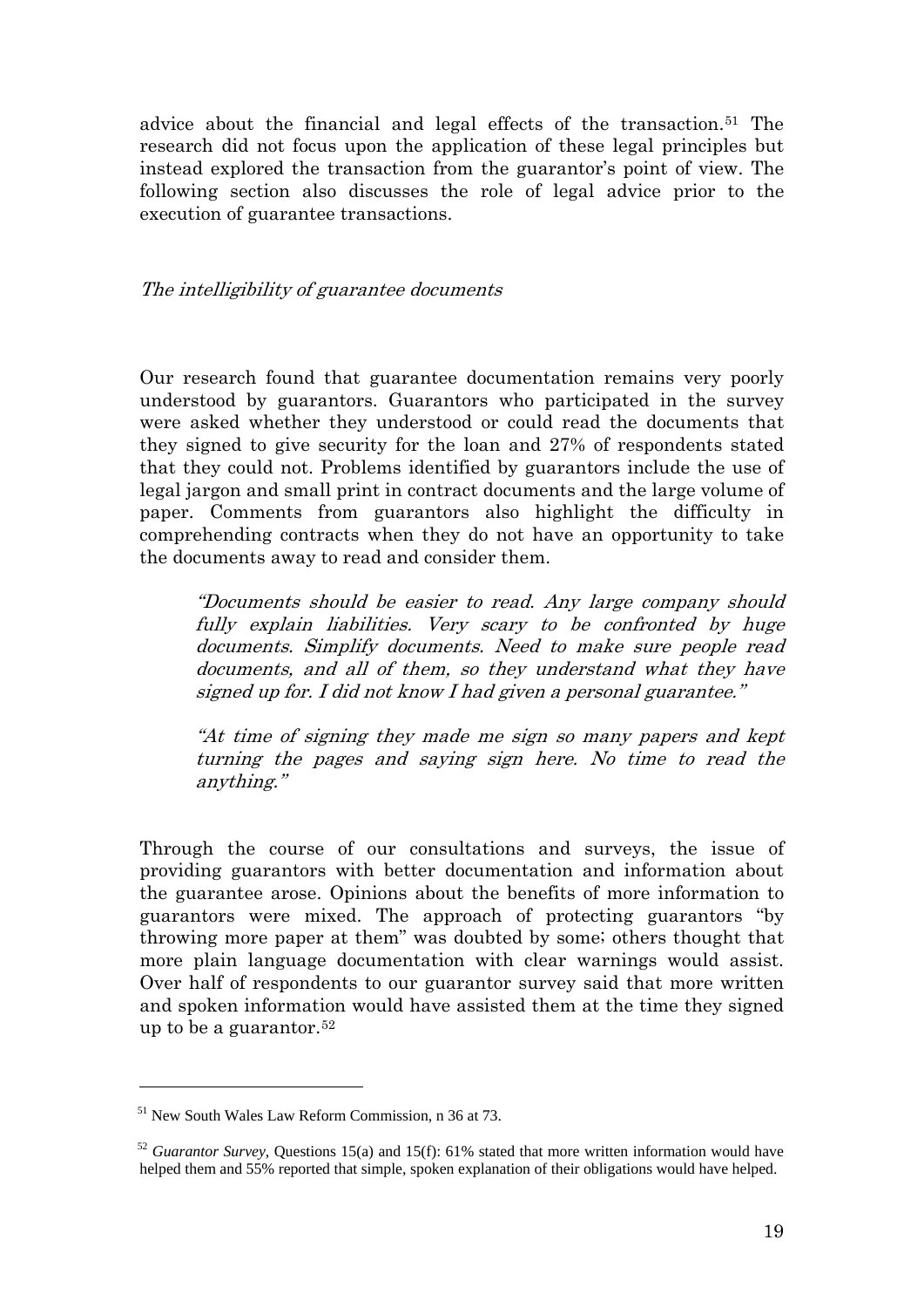advice about the financial and legal effects of the transaction.[51] The research did not focus upon the application of these legal principles but instead explored the transaction from the guarantor's point of view. The following section also discusses the role of legal advice prior to the execution of guarantee transactions.

### *The intelligibility of guarantee documents*

Our research found that guarantee documentation remains very poorly understood by guarantors. Guarantors who participated in the survey were asked whether they understood or could read the documents that they signed to give security for the loan and 27% of respondents stated that they could not. Problems identified by guarantors include the use of legal jargon and small print in contract documents and the large volume of paper. Comments from guarantors also highlight the difficulty in comprehending contracts when they do not have an opportunity to take the documents away to read and consider them.

> *"Documents should be easier to read. Any large company should fully explain liabilities. Very scary to be confronted by huge documents. Simplify documents. Need to make sure people read documents, and all of them, so they understand what they have signed up for. I did not know I had given a personal guarantee."*

> *"At time of signing they made me sign so many papers and kept turning the pages and saying sign here. No time to read the anything."*

Through the course of our consultations and surveys, the issue of providing guarantors with better documentation and information about the guarantee arose. Opinions about the benefits of more information to guarantors were mixed. The approach of protecting guarantors "by throwing more paper at them" was doubted by some; others thought that more plain language documentation with clear warnings would assist. Over half of respondents to our guarantor survey said that more written and spoken information would have assisted them at the time they signed up to be a guarantor.[52]

---

[51] New South Wales Law Reform Commission, n 36 at 73.

[52] *Guarantor Survey*, Questions 15(a) and 15(f): 61% stated that more written information would have helped them and 55% reported that simple, spoken explanation of their obligations would have helped.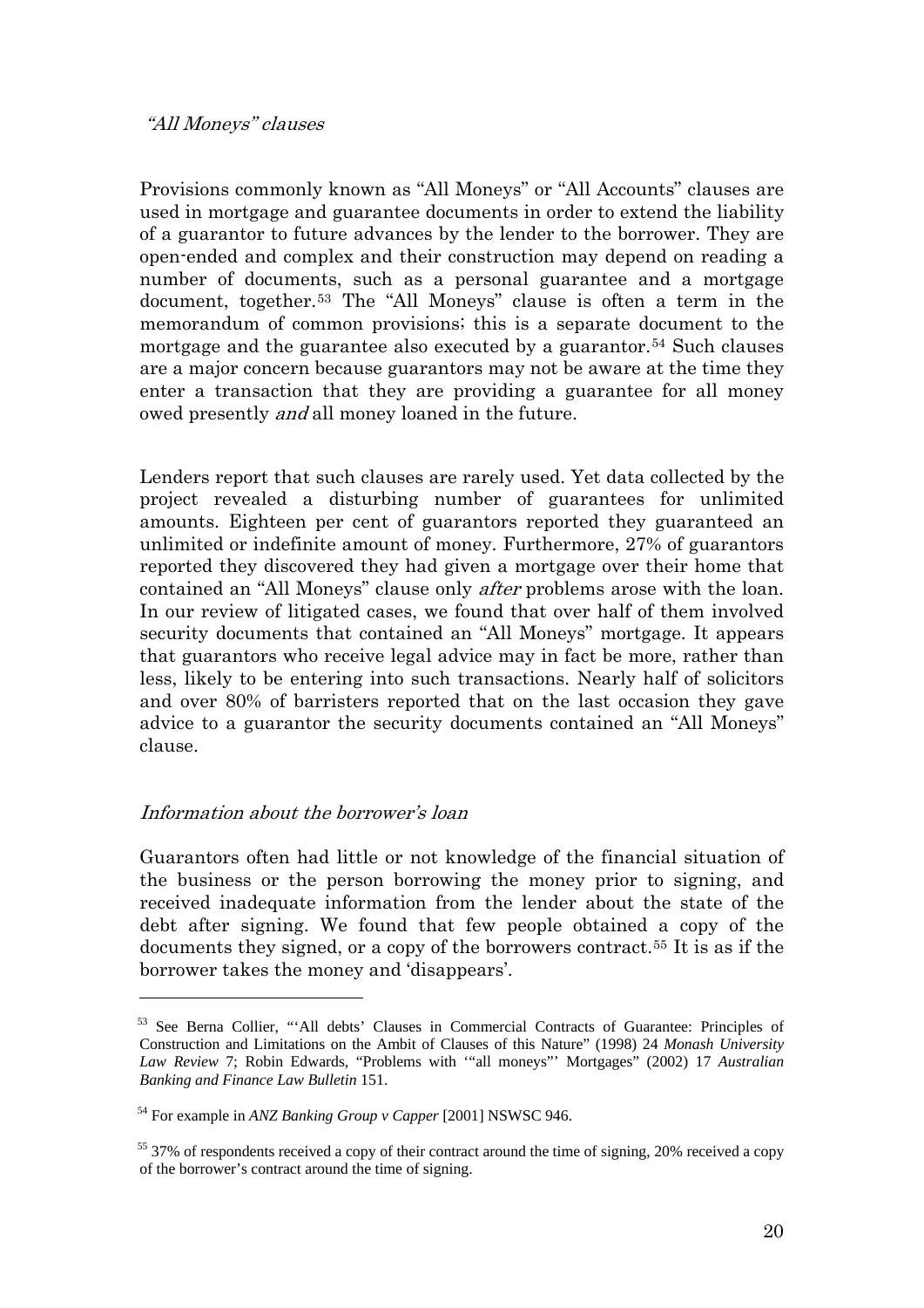### *"All Moneys" clauses*

Provisions commonly known as "All Moneys" or "All Accounts" clauses are used in mortgage and guarantee documents in order to extend the liability of a guarantor to future advances by the lender to the borrower. They are open-ended and complex and their construction may depend on reading a number of documents, such as a personal guarantee and a mortgage document, together.[53] The "All Moneys" clause is often a term in the memorandum of common provisions; this is a separate document to the mortgage and the guarantee also executed by a guarantor.[54] Such clauses are a major concern because guarantors may not be aware at the time they enter a transaction that they are providing a guarantee for all money owed presently *and* all money loaned in the future.

Lenders report that such clauses are rarely used. Yet data collected by the project revealed a disturbing number of guarantees for unlimited amounts. Eighteen per cent of guarantors reported they guaranteed an unlimited or indefinite amount of money. Furthermore, 27% of guarantors reported they discovered they had given a mortgage over their home that contained an "All Moneys" clause only *after* problems arose with the loan. In our review of litigated cases, we found that over half of them involved security documents that contained an "All Moneys" mortgage. It appears that guarantors who receive legal advice may in fact be more, rather than less, likely to be entering into such transactions. Nearly half of solicitors and over 80% of barristers reported that on the last occasion they gave advice to a guarantor the security documents contained an "All Moneys" clause.

### *Information about the borrower's loan*

Guarantors often had little or not knowledge of the financial situation of the business or the person borrowing the money prior to signing, and received inadequate information from the lender about the state of the debt after signing. We found that few people obtained a copy of the documents they signed, or a copy of the borrowers contract.[55] It is as if the borrower takes the money and 'disappears'.

---

[53] See Berna Collier, "'All debts' Clauses in Commercial Contracts of Guarantee: Principles of Construction and Limitations on the Ambit of Clauses of this Nature" (1998) 24 *Monash University Law Review* 7; Robin Edwards, "Problems with '"all moneys"' Mortgages" (2002) 17 *Australian Banking and Finance Law Bulletin* 151.

[54] For example in *ANZ Banking Group v Capper* [2001] NSWSC 946.

[55] 37% of respondents received a copy of their contract around the time of signing, 20% received a copy of the borrower's contract around the time of signing.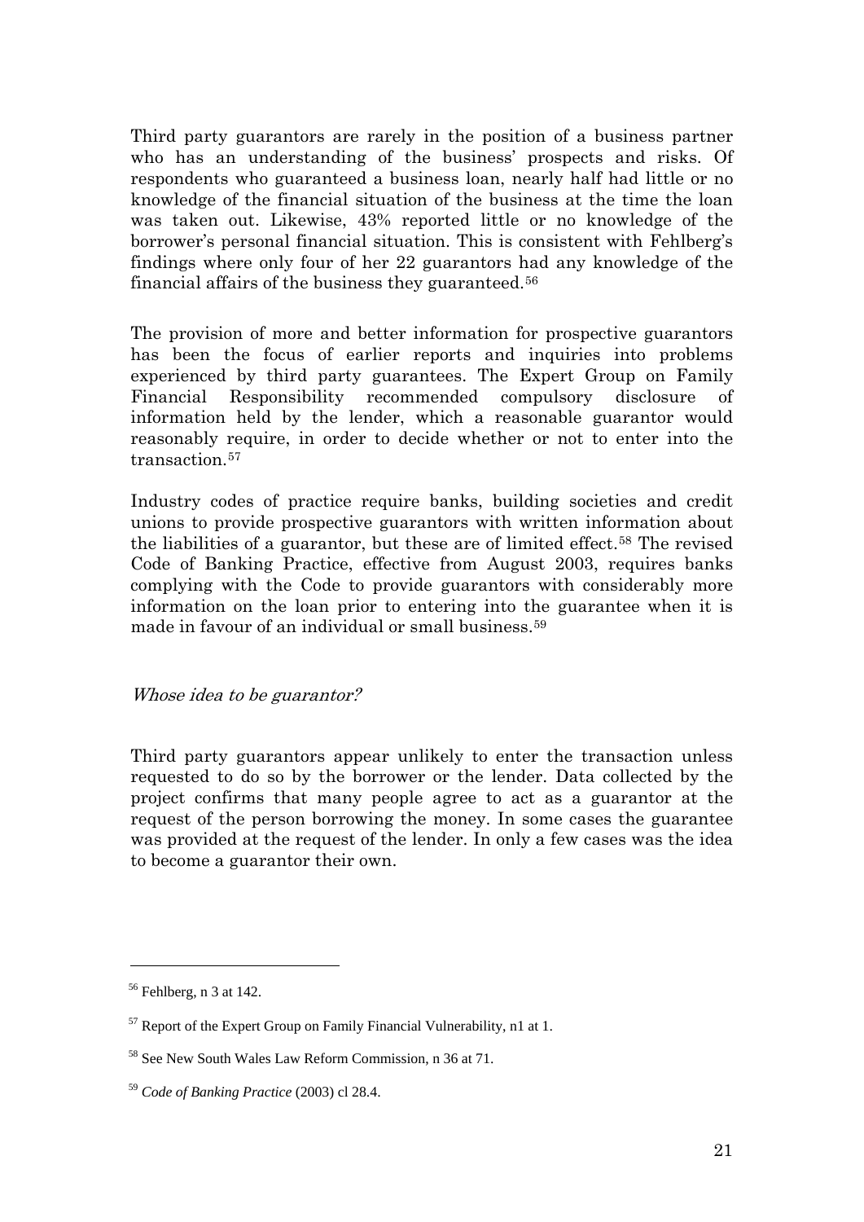Third party guarantors are rarely in the position of a business partner who has an understanding of the business' prospects and risks. Of respondents who guaranteed a business loan, nearly half had little or no knowledge of the financial situation of the business at the time the loan was taken out. Likewise, 43% reported little or no knowledge of the borrower's personal financial situation. This is consistent with Fehlberg's findings where only four of her 22 guarantors had any knowledge of the financial affairs of the business they guaranteed.[56]

The provision of more and better information for prospective guarantors has been the focus of earlier reports and inquiries into problems experienced by third party guarantees. The Expert Group on Family Financial Responsibility recommended compulsory disclosure of information held by the lender, which a reasonable guarantor would reasonably require, in order to decide whether or not to enter into the transaction.[57]

Industry codes of practice require banks, building societies and credit unions to provide prospective guarantors with written information about the liabilities of a guarantor, but these are of limited effect.[58] The revised Code of Banking Practice, effective from August 2003, requires banks complying with the Code to provide guarantors with considerably more information on the loan prior to entering into the guarantee when it is made in favour of an individual or small business.[59]

*Whose idea to be guarantor?*

Third party guarantors appear unlikely to enter the transaction unless requested to do so by the borrower or the lender. Data collected by the project confirms that many people agree to act as a guarantor at the request of the person borrowing the money. In some cases the guarantee was provided at the request of the lender. In only a few cases was the idea to become a guarantor their own.

---

[56] Fehlberg, n 3 at 142.

[57] Report of the Expert Group on Family Financial Vulnerability, n1 at 1.

[58] See New South Wales Law Reform Commission, n 36 at 71.

[59] *Code of Banking Practice* (2003) cl 28.4.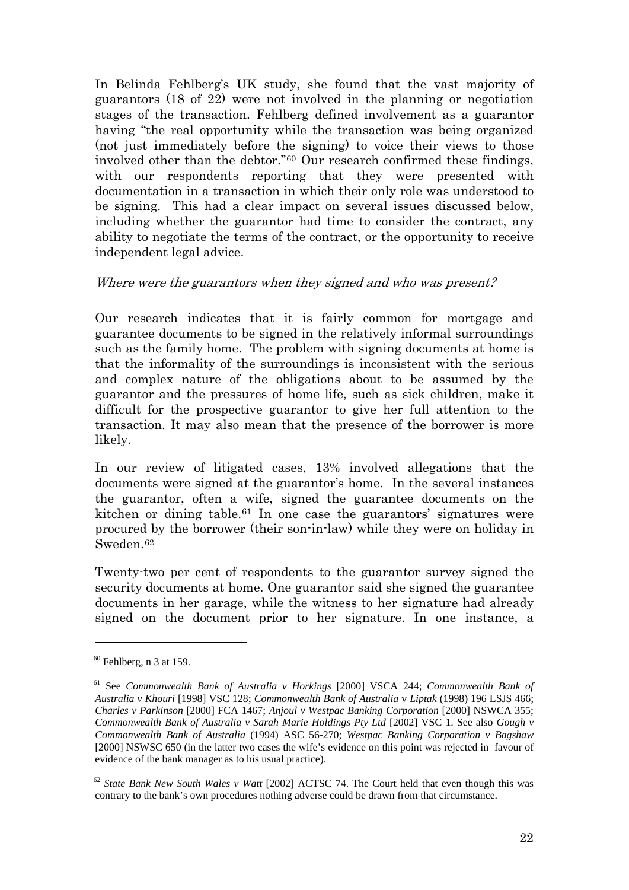In Belinda Fehlberg's UK study, she found that the vast majority of guarantors (18 of 22) were not involved in the planning or negotiation stages of the transaction. Fehlberg defined involvement as a guarantor having "the real opportunity while the transaction was being organized (not just immediately before the signing) to voice their views to those involved other than the debtor."[60] Our research confirmed these findings, with our respondents reporting that they were presented with documentation in a transaction in which their only role was understood to be signing. This had a clear impact on several issues discussed below, including whether the guarantor had time to consider the contract, any ability to negotiate the terms of the contract, or the opportunity to receive independent legal advice.

*Where were the guarantors when they signed and who was present?*

Our research indicates that it is fairly common for mortgage and guarantee documents to be signed in the relatively informal surroundings such as the family home. The problem with signing documents at home is that the informality of the surroundings is inconsistent with the serious and complex nature of the obligations about to be assumed by the guarantor and the pressures of home life, such as sick children, make it difficult for the prospective guarantor to give her full attention to the transaction. It may also mean that the presence of the borrower is more likely.

In our review of litigated cases, 13% involved allegations that the documents were signed at the guarantor's home. In the several instances the guarantor, often a wife, signed the guarantee documents on the kitchen or dining table.[61] In one case the guarantors' signatures were procured by the borrower (their son-in-law) while they were on holiday in Sweden.[62]

Twenty-two per cent of respondents to the guarantor survey signed the security documents at home. One guarantor said she signed the guarantee documents in her garage, while the witness to her signature had already signed on the document prior to her signature. In one instance, a

---

[60] Fehlberg, n 3 at 159.

[61] See *Commonwealth Bank of Australia v Horkings* [2000] VSCA 244; *Commonwealth Bank of Australia v Khouri* [1998] VSC 128; *Commonwealth Bank of Australia* v *Liptak* (1998) 196 LSJS 466; *Charles v Parkinson* [2000] FCA 1467; *Anjoul v Westpac Banking Corporation* [2000] NSWCA 355; *Commonwealth Bank of Australia v Sarah Marie Holdings Pty Ltd* [2002] VSC 1. See also *Gough v Commonwealth Bank of Australia* (1994) ASC 56-270; *Westpac Banking Corporation v Bagshaw* [2000] NSWSC 650 (in the latter two cases the wife's evidence on this point was rejected in favour of evidence of the bank manager as to his usual practice).

[62] *State Bank New South Wales v Watt* [2002] ACTSC 74. The Court held that even though this was contrary to the bank's own procedures nothing adverse could be drawn from that circumstance.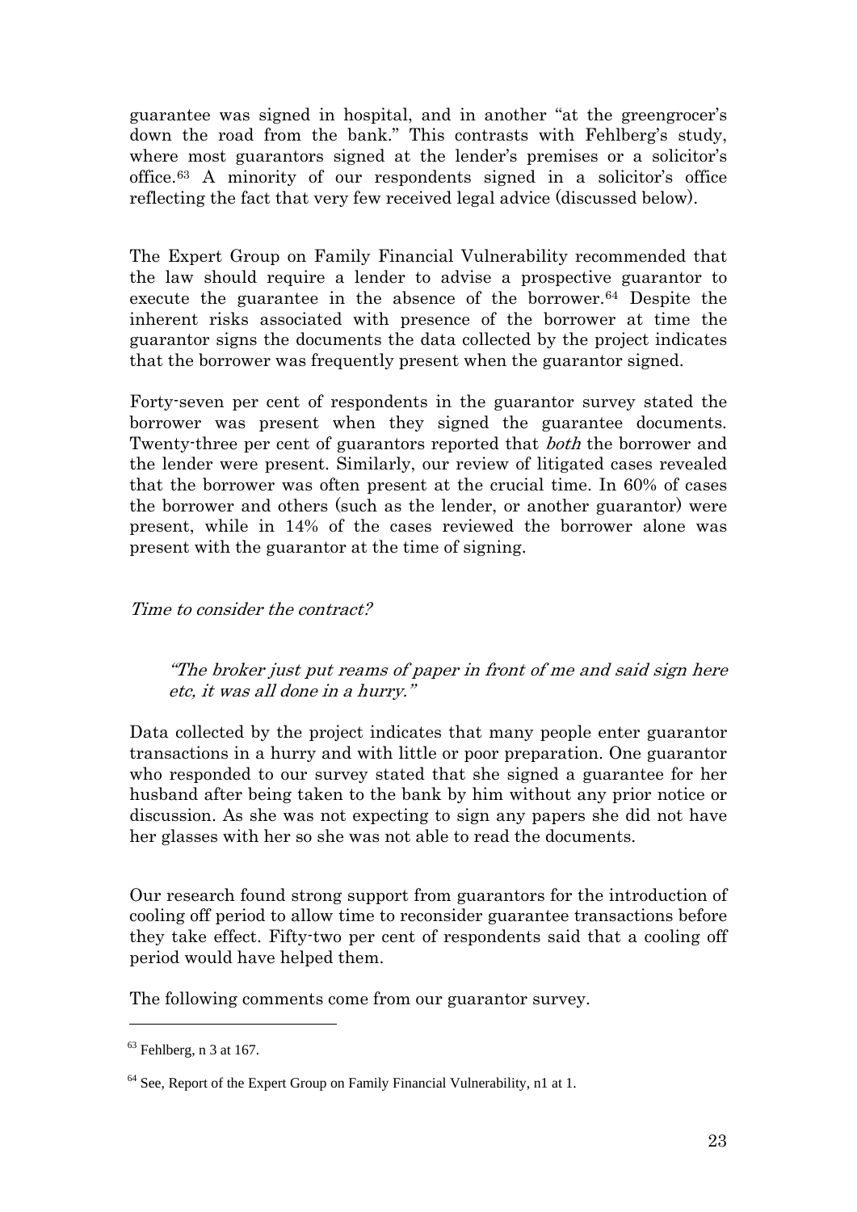guarantee was signed in hospital, and in another "at the greengrocer's down the road from the bank." This contrasts with Fehlberg's study, where most guarantors signed at the lender's premises or a solicitor's office.[63] A minority of our respondents signed in a solicitor's office reflecting the fact that very few received legal advice (discussed below).

The Expert Group on Family Financial Vulnerability recommended that the law should require a lender to advise a prospective guarantor to execute the guarantee in the absence of the borrower.[64] Despite the inherent risks associated with presence of the borrower at time the guarantor signs the documents the data collected by the project indicates that the borrower was frequently present when the guarantor signed.

Forty-seven per cent of respondents in the guarantor survey stated the borrower was present when they signed the guarantee documents. Twenty-three per cent of guarantors reported that *both* the borrower and the lender were present. Similarly, our review of litigated cases revealed that the borrower was often present at the crucial time. In 60% of cases the borrower and others (such as the lender, or another guarantor) were present, while in 14% of the cases reviewed the borrower alone was present with the guarantor at the time of signing.

*Time to consider the contract?*

> *"The broker just put reams of paper in front of me and said sign here etc, it was all done in a hurry."*

Data collected by the project indicates that many people enter guarantor transactions in a hurry and with little or poor preparation. One guarantor who responded to our survey stated that she signed a guarantee for her husband after being taken to the bank by him without any prior notice or discussion. As she was not expecting to sign any papers she did not have her glasses with her so she was not able to read the documents.

Our research found strong support from guarantors for the introduction of cooling off period to allow time to reconsider guarantee transactions before they take effect. Fifty-two per cent of respondents said that a cooling off period would have helped them.

The following comments come from our guarantor survey.

---

[63] Fehlberg, n 3 at 167.

[64] See, Report of the Expert Group on Family Financial Vulnerability, n1 at 1.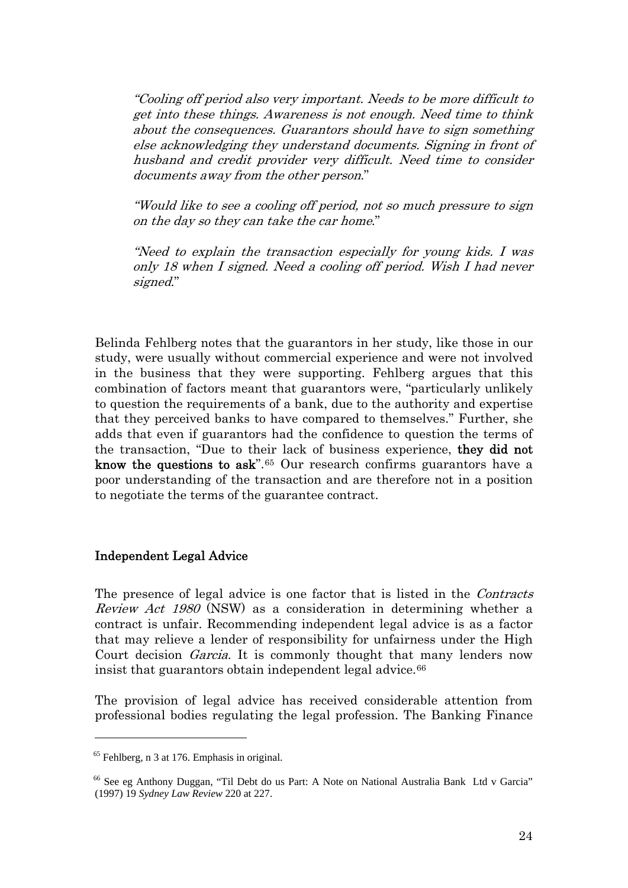> *"Cooling off period also very important. Needs to be more difficult to get into these things. Awareness is not enough. Need time to think about the consequences. Guarantors should have to sign something else acknowledging they understand documents. Signing in front of husband and credit provider very difficult. Need time to consider documents away from the other person."*

> *"Would like to see a cooling off period, not so much pressure to sign on the day so they can take the car home."*

> *"Need to explain the transaction especially for young kids. I was only 18 when I signed. Need a cooling off period. Wish I had never signed."*

Belinda Fehlberg notes that the guarantors in her study, like those in our study, were usually without commercial experience and were not involved in the business that they were supporting. Fehlberg argues that this combination of factors meant that guarantors were, "particularly unlikely to question the requirements of a bank, due to the authority and expertise that they perceived banks to have compared to themselves." Further, she adds that even if guarantors had the confidence to question the terms of the transaction, "Due to their lack of business experience, **they did not know the questions to ask**".[65] Our research confirms guarantors have a poor understanding of the transaction and are therefore not in a position to negotiate the terms of the guarantee contract.

## Independent Legal Advice

The presence of legal advice is one factor that is listed in the *Contracts Review Act 1980* (NSW) as a consideration in determining whether a contract is unfair. Recommending independent legal advice is as a factor that may relieve a lender of responsibility for unfairness under the High Court decision *Garcia*. It is commonly thought that many lenders now insist that guarantors obtain independent legal advice.[66]

The provision of legal advice has received considerable attention from professional bodies regulating the legal profession. The Banking Finance

---

[65] Fehlberg, n 3 at 176. Emphasis in original.

[66] See eg Anthony Duggan, "Til Debt do us Part: A Note on National Australia Bank Ltd v Garcia" (1997) 19 *Sydney Law Review* 220 at 227.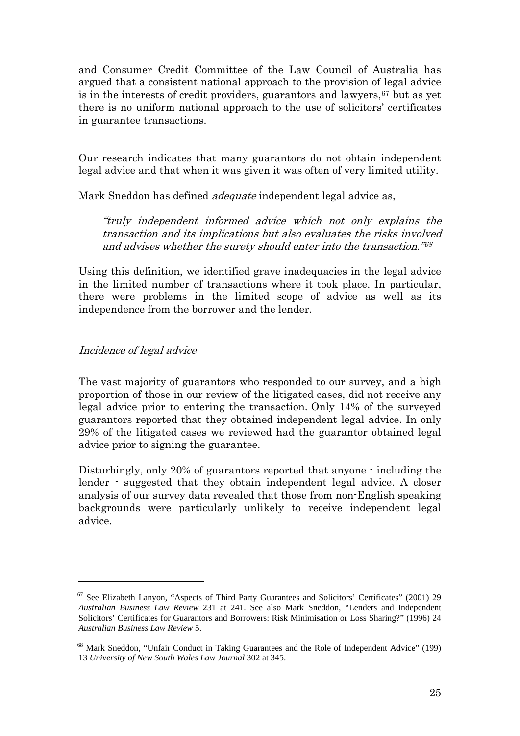and Consumer Credit Committee of the Law Council of Australia has argued that a consistent national approach to the provision of legal advice is in the interests of credit providers, guarantors and lawyers,[67] but as yet there is no uniform national approach to the use of solicitors' certificates in guarantee transactions.

Our research indicates that many guarantors do not obtain independent legal advice and that when it was given it was often of very limited utility.

Mark Sneddon has defined *adequate* independent legal advice as,

> *"truly independent informed advice which not only explains the transaction and its implications but also evaluates the risks involved and advises whether the surety should enter into the transaction."*[68]

Using this definition, we identified grave inadequacies in the legal advice in the limited number of transactions where it took place. In particular, there were problems in the limited scope of advice as well as its independence from the borrower and the lender.

### *Incidence of legal advice*

The vast majority of guarantors who responded to our survey, and a high proportion of those in our review of the litigated cases, did not receive any legal advice prior to entering the transaction. Only 14% of the surveyed guarantors reported that they obtained independent legal advice. In only 29% of the litigated cases we reviewed had the guarantor obtained legal advice prior to signing the guarantee.

Disturbingly, only 20% of guarantors reported that anyone - including the lender - suggested that they obtain independent legal advice. A closer analysis of our survey data revealed that those from non-English speaking backgrounds were particularly unlikely to receive independent legal advice.

---

[67] See Elizabeth Lanyon, "Aspects of Third Party Guarantees and Solicitors' Certificates" (2001) 29 *Australian Business Law Review* 231 at 241. See also Mark Sneddon, "Lenders and Independent Solicitors' Certificates for Guarantors and Borrowers: Risk Minimisation or Loss Sharing?" (1996) 24 *Australian Business Law Review* 5.

[68] Mark Sneddon, "Unfair Conduct in Taking Guarantees and the Role of Independent Advice" (199) 13 *University of New South Wales Law Journal* 302 at 345.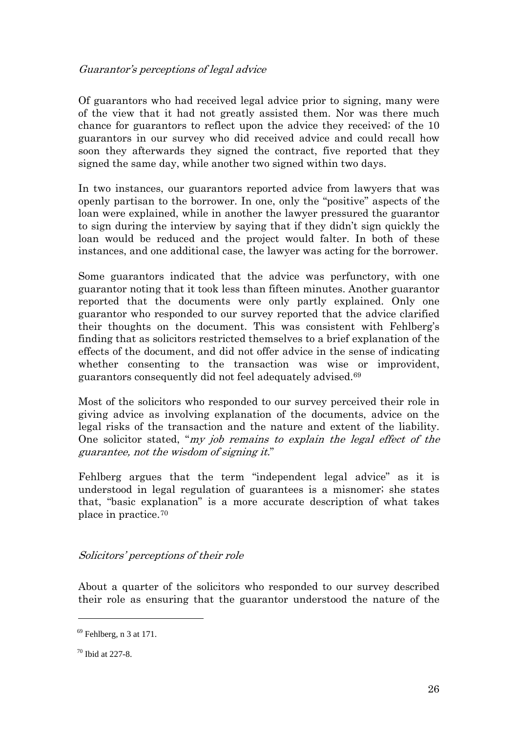*Guarantor's perceptions of legal advice*

Of guarantors who had received legal advice prior to signing, many were of the view that it had not greatly assisted them. Nor was there much chance for guarantors to reflect upon the advice they received; of the 10 guarantors in our survey who did received advice and could recall how soon they afterwards they signed the contract, five reported that they signed the same day, while another two signed within two days.

In two instances, our guarantors reported advice from lawyers that was openly partisan to the borrower. In one, only the "positive" aspects of the loan were explained, while in another the lawyer pressured the guarantor to sign during the interview by saying that if they didn't sign quickly the loan would be reduced and the project would falter. In both of these instances, and one additional case, the lawyer was acting for the borrower.

Some guarantors indicated that the advice was perfunctory, with one guarantor noting that it took less than fifteen minutes. Another guarantor reported that the documents were only partly explained. Only one guarantor who responded to our survey reported that the advice clarified their thoughts on the document. This was consistent with Fehlberg's finding that as solicitors restricted themselves to a brief explanation of the effects of the document, and did not offer advice in the sense of indicating whether consenting to the transaction was wise or improvident, guarantors consequently did not feel adequately advised.[69]

Most of the solicitors who responded to our survey perceived their role in giving advice as involving explanation of the documents, advice on the legal risks of the transaction and the nature and extent of the liability. One solicitor stated, "*my job remains to explain the legal effect of the guarantee, not the wisdom of signing it.*"

Fehlberg argues that the term "independent legal advice" as it is understood in legal regulation of guarantees is a misnomer; she states that, "basic explanation" is a more accurate description of what takes place in practice.[70]

*Solicitors' perceptions of their role*

About a quarter of the solicitors who responded to our survey described their role as ensuring that the guarantor understood the nature of the

---

[69] Fehlberg, n 3 at 171.

[70] Ibid at 227-8.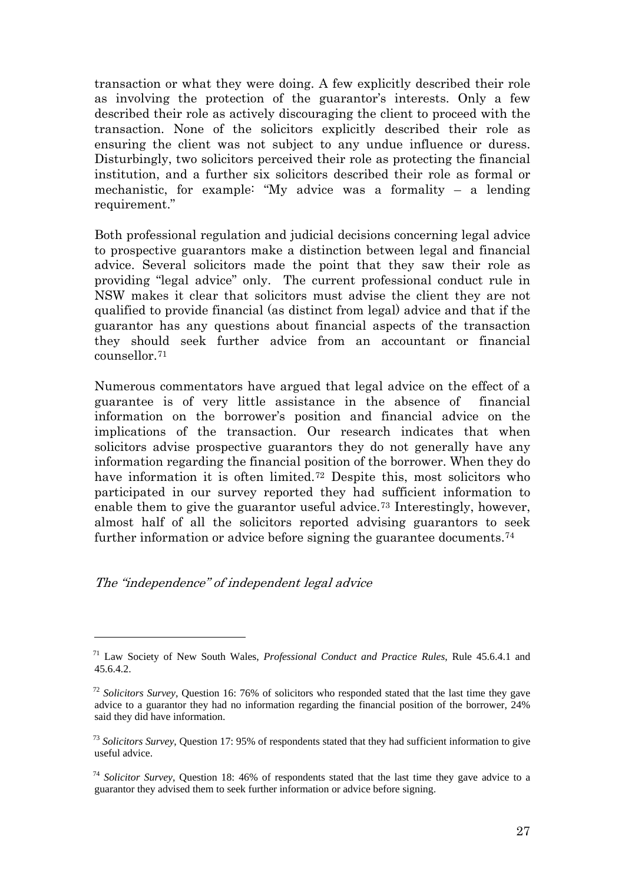transaction or what they were doing. A few explicitly described their role as involving the protection of the guarantor's interests. Only a few described their role as actively discouraging the client to proceed with the transaction. None of the solicitors explicitly described their role as ensuring the client was not subject to any undue influence or duress. Disturbingly, two solicitors perceived their role as protecting the financial institution, and a further six solicitors described their role as formal or mechanistic, for example: "My advice was a formality – a lending requirement."

Both professional regulation and judicial decisions concerning legal advice to prospective guarantors make a distinction between legal and financial advice. Several solicitors made the point that they saw their role as providing "legal advice" only. The current professional conduct rule in NSW makes it clear that solicitors must advise the client they are not qualified to provide financial (as distinct from legal) advice and that if the guarantor has any questions about financial aspects of the transaction they should seek further advice from an accountant or financial counsellor.[71]

Numerous commentators have argued that legal advice on the effect of a guarantee is of very little assistance in the absence of financial information on the borrower's position and financial advice on the implications of the transaction. Our research indicates that when solicitors advise prospective guarantors they do not generally have any information regarding the financial position of the borrower. When they do have information it is often limited.[72] Despite this, most solicitors who participated in our survey reported they had sufficient information to enable them to give the guarantor useful advice.[73] Interestingly, however, almost half of all the solicitors reported advising guarantors to seek further information or advice before signing the guarantee documents.[74]

*The "independence" of independent legal advice*

---

[71] Law Society of New South Wales, *Professional Conduct and Practice Rules*, Rule 45.6.4.1 and 45.6.4.2.

[72] *Solicitors Survey*, Question 16: 76% of solicitors who responded stated that the last time they gave advice to a guarantor they had no information regarding the financial position of the borrower, 24% said they did have information.

[73] *Solicitors Survey*, Question 17: 95% of respondents stated that they had sufficient information to give useful advice.

[74] *Solicitor Survey*, Question 18: 46% of respondents stated that the last time they gave advice to a guarantor they advised them to seek further information or advice before signing.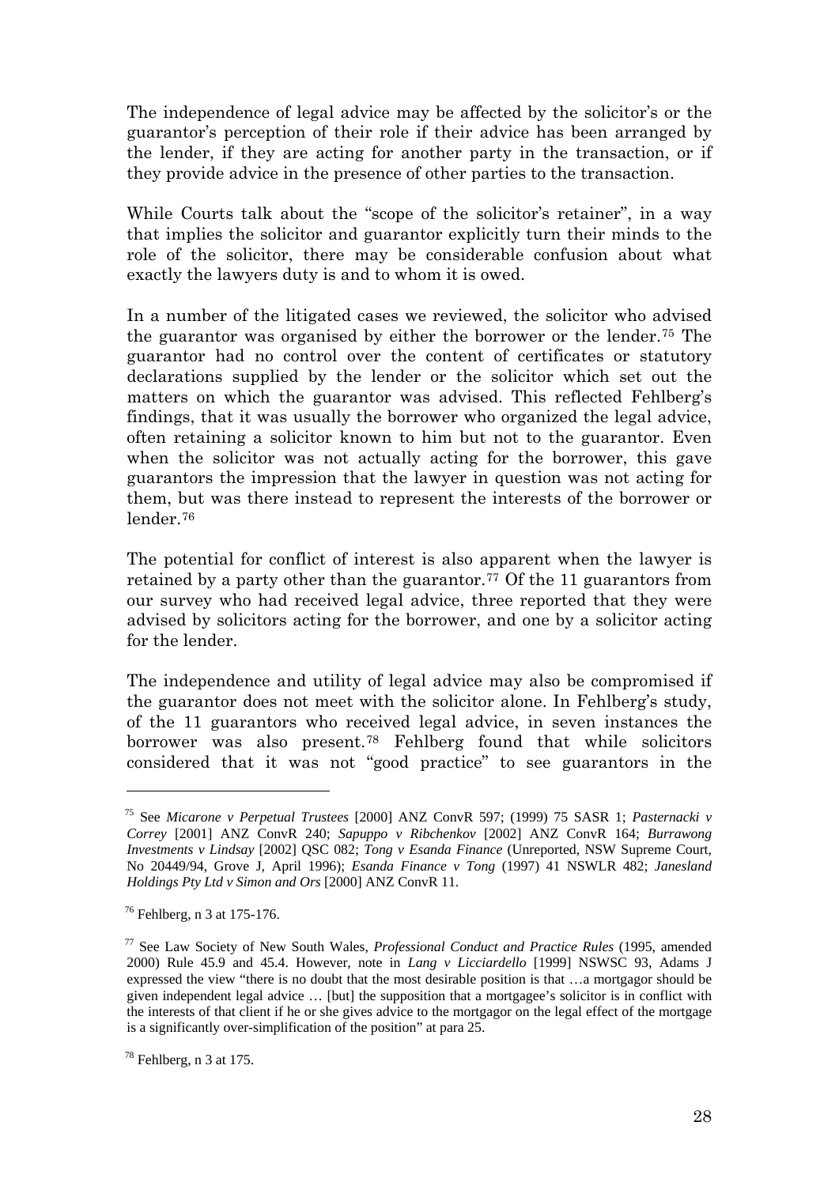The independence of legal advice may be affected by the solicitor's or the guarantor's perception of their role if their advice has been arranged by the lender, if they are acting for another party in the transaction, or if they provide advice in the presence of other parties to the transaction.

While Courts talk about the "scope of the solicitor's retainer", in a way that implies the solicitor and guarantor explicitly turn their minds to the role of the solicitor, there may be considerable confusion about what exactly the lawyers duty is and to whom it is owed.

In a number of the litigated cases we reviewed, the solicitor who advised the guarantor was organised by either the borrower or the lender.[75] The guarantor had no control over the content of certificates or statutory declarations supplied by the lender or the solicitor which set out the matters on which the guarantor was advised. This reflected Fehlberg's findings, that it was usually the borrower who organized the legal advice, often retaining a solicitor known to him but not to the guarantor. Even when the solicitor was not actually acting for the borrower, this gave guarantors the impression that the lawyer in question was not acting for them, but was there instead to represent the interests of the borrower or lender.[76]

The potential for conflict of interest is also apparent when the lawyer is retained by a party other than the guarantor.[77] Of the 11 guarantors from our survey who had received legal advice, three reported that they were advised by solicitors acting for the borrower, and one by a solicitor acting for the lender.

The independence and utility of legal advice may also be compromised if the guarantor does not meet with the solicitor alone. In Fehlberg's study, of the 11 guarantors who received legal advice, in seven instances the borrower was also present.[78] Fehlberg found that while solicitors considered that it was not "good practice" to see guarantors in the

---

[75] See *Micarone v Perpetual Trustees* [2000] ANZ ConvR 597; (1999) 75 SASR 1; *Pasternacki v Correy* [2001] ANZ ConvR 240; *Sapuppo v Ribchenkov* [2002] ANZ ConvR 164; *Burrawong Investments v Lindsay* [2002] QSC 082; *Tong v Esanda Finance* (Unreported, NSW Supreme Court, No 20449/94, Grove J, April 1996); *Esanda Finance v Tong* (1997) 41 NSWLR 482; *Janesland Holdings Pty Ltd v Simon and Ors* [2000] ANZ ConvR 11.

[76] Fehlberg, n 3 at 175-176.

[77] See Law Society of New South Wales, *Professional Conduct and Practice Rules* (1995, amended 2000) Rule 45.9 and 45.4. However, note in *Lang v Licciardello* [1999] NSWSC 93, Adams J expressed the view "there is no doubt that the most desirable position is that …a mortgagor should be given independent legal advice … [but] the supposition that a mortgagee's solicitor is in conflict with the interests of that client if he or she gives advice to the mortgagor on the legal effect of the mortgage is a significantly over-simplification of the position" at para 25.

[78] Fehlberg, n 3 at 175.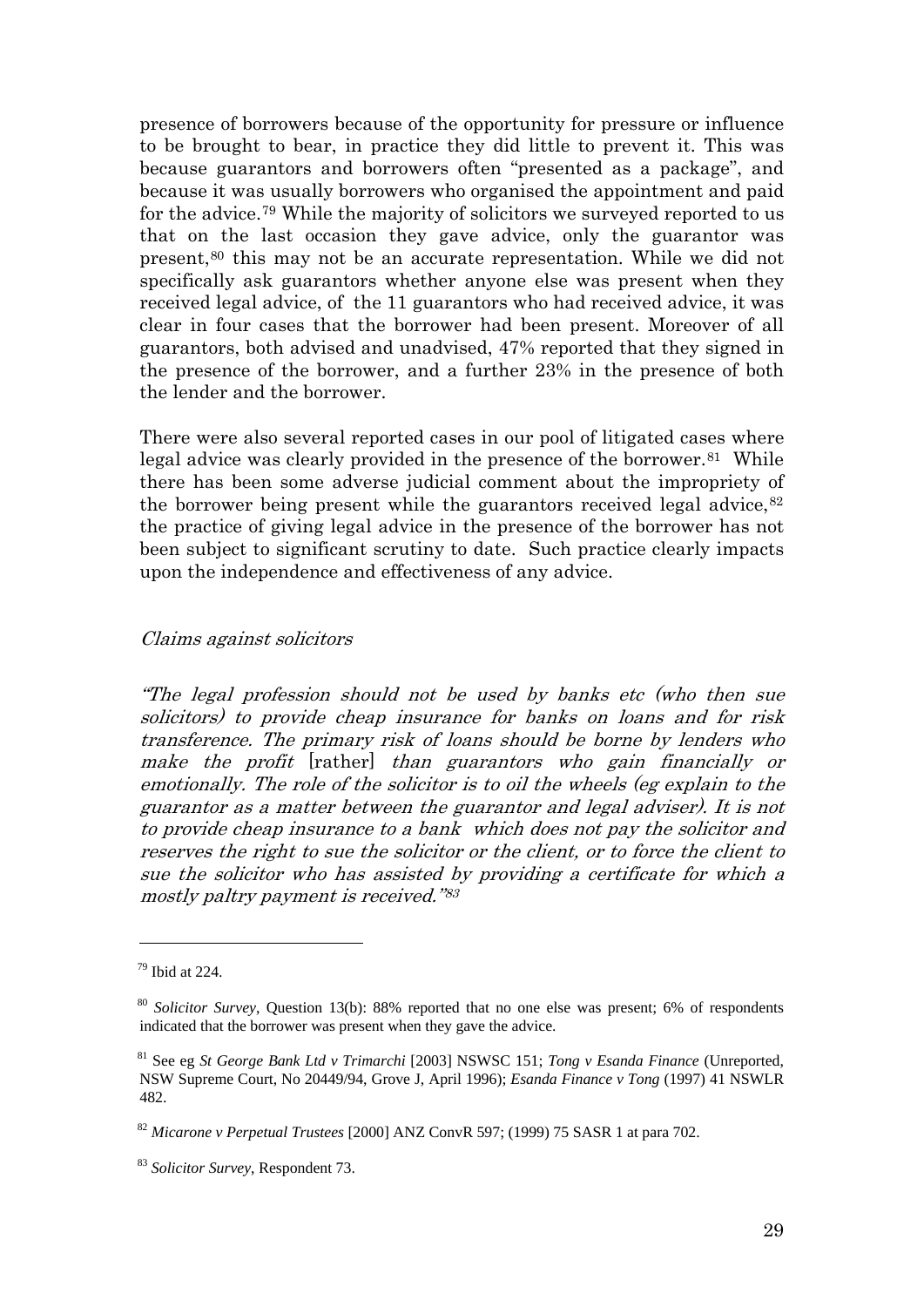presence of borrowers because of the opportunity for pressure or influence to be brought to bear, in practice they did little to prevent it. This was because guarantors and borrowers often "presented as a package", and because it was usually borrowers who organised the appointment and paid for the advice.[79] While the majority of solicitors we surveyed reported to us that on the last occasion they gave advice, only the guarantor was present,[80] this may not be an accurate representation. While we did not specifically ask guarantors whether anyone else was present when they received legal advice, of the 11 guarantors who had received advice, it was clear in four cases that the borrower had been present. Moreover of all guarantors, both advised and unadvised, 47% reported that they signed in the presence of the borrower, and a further 23% in the presence of both the lender and the borrower.

There were also several reported cases in our pool of litigated cases where legal advice was clearly provided in the presence of the borrower.[81] While there has been some adverse judicial comment about the impropriety of the borrower being present while the guarantors received legal advice,[82] the practice of giving legal advice in the presence of the borrower has not been subject to significant scrutiny to date. Such practice clearly impacts upon the independence and effectiveness of any advice.

### *Claims against solicitors*

*"The legal profession should not be used by banks etc (who then sue solicitors) to provide cheap insurance for banks on loans and for risk transference. The primary risk of loans should be borne by lenders who make the profit* [rather] *than guarantors who gain financially or emotionally. The role of the solicitor is to oil the wheels (eg explain to the guarantor as a matter between the guarantor and legal adviser). It is not to provide cheap insurance to a bank which does not pay the solicitor and reserves the right to sue the solicitor or the client, or to force the client to sue the solicitor who has assisted by providing a certificate for which a mostly paltry payment is received."*[83]

---

[79] Ibid at 224.

[80] *Solicitor Survey*, Question 13(b): 88% reported that no one else was present; 6% of respondents indicated that the borrower was present when they gave the advice.

[81] See eg *St George Bank Ltd v Trimarchi* [2003] NSWSC 151; *Tong v Esanda Finance* (Unreported, NSW Supreme Court, No 20449/94, Grove J, April 1996); *Esanda Finance v Tong* (1997) 41 NSWLR 482.

[82] *Micarone v Perpetual Trustees* [2000] ANZ ConvR 597; (1999) 75 SASR 1 at para 702.

[83] *Solicitor Survey*, Respondent 73.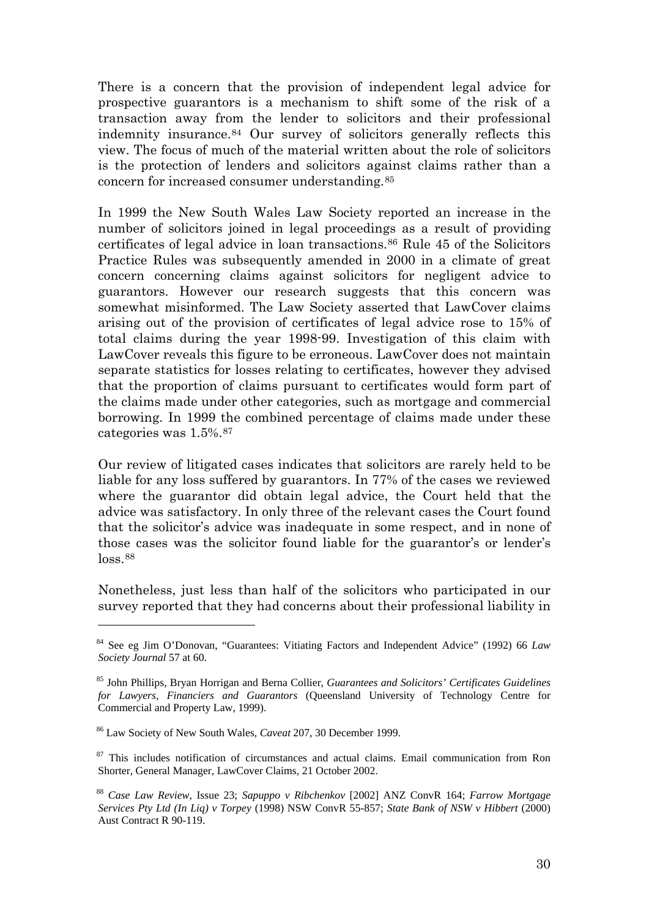There is a concern that the provision of independent legal advice for prospective guarantors is a mechanism to shift some of the risk of a transaction away from the lender to solicitors and their professional indemnity insurance.[84] Our survey of solicitors generally reflects this view. The focus of much of the material written about the role of solicitors is the protection of lenders and solicitors against claims rather than a concern for increased consumer understanding.[85]

In 1999 the New South Wales Law Society reported an increase in the number of solicitors joined in legal proceedings as a result of providing certificates of legal advice in loan transactions.[86] Rule 45 of the Solicitors Practice Rules was subsequently amended in 2000 in a climate of great concern concerning claims against solicitors for negligent advice to guarantors. However our research suggests that this concern was somewhat misinformed. The Law Society asserted that LawCover claims arising out of the provision of certificates of legal advice rose to 15% of total claims during the year 1998-99. Investigation of this claim with LawCover reveals this figure to be erroneous. LawCover does not maintain separate statistics for losses relating to certificates, however they advised that the proportion of claims pursuant to certificates would form part of the claims made under other categories, such as mortgage and commercial borrowing. In 1999 the combined percentage of claims made under these categories was 1.5%.[87]

Our review of litigated cases indicates that solicitors are rarely held to be liable for any loss suffered by guarantors. In 77% of the cases we reviewed where the guarantor did obtain legal advice, the Court held that the advice was satisfactory. In only three of the relevant cases the Court found that the solicitor's advice was inadequate in some respect, and in none of those cases was the solicitor found liable for the guarantor's or lender's loss.[88]

Nonetheless, just less than half of the solicitors who participated in our survey reported that they had concerns about their professional liability in

---

[84] See eg Jim O'Donovan, "Guarantees: Vitiating Factors and Independent Advice" (1992) 66 *Law Society Journal* 57 at 60.

[85] John Phillips, Bryan Horrigan and Berna Collier, *Guarantees and Solicitors' Certificates Guidelines for Lawyers, Financiers and Guarantors* (Queensland University of Technology Centre for Commercial and Property Law, 1999).

[86] Law Society of New South Wales, *Caveat* 207, 30 December 1999.

[87] This includes notification of circumstances and actual claims. Email communication from Ron Shorter, General Manager, LawCover Claims, 21 October 2002.

[88] *Case Law Review*, Issue 23; *Sapuppo v Ribchenkov* [2002] ANZ ConvR 164; *Farrow Mortgage Services Pty Ltd (In Liq) v Torpey* (1998) NSW ConvR 55-857; *State Bank of NSW v Hibbert* (2000) Aust Contract R 90-119.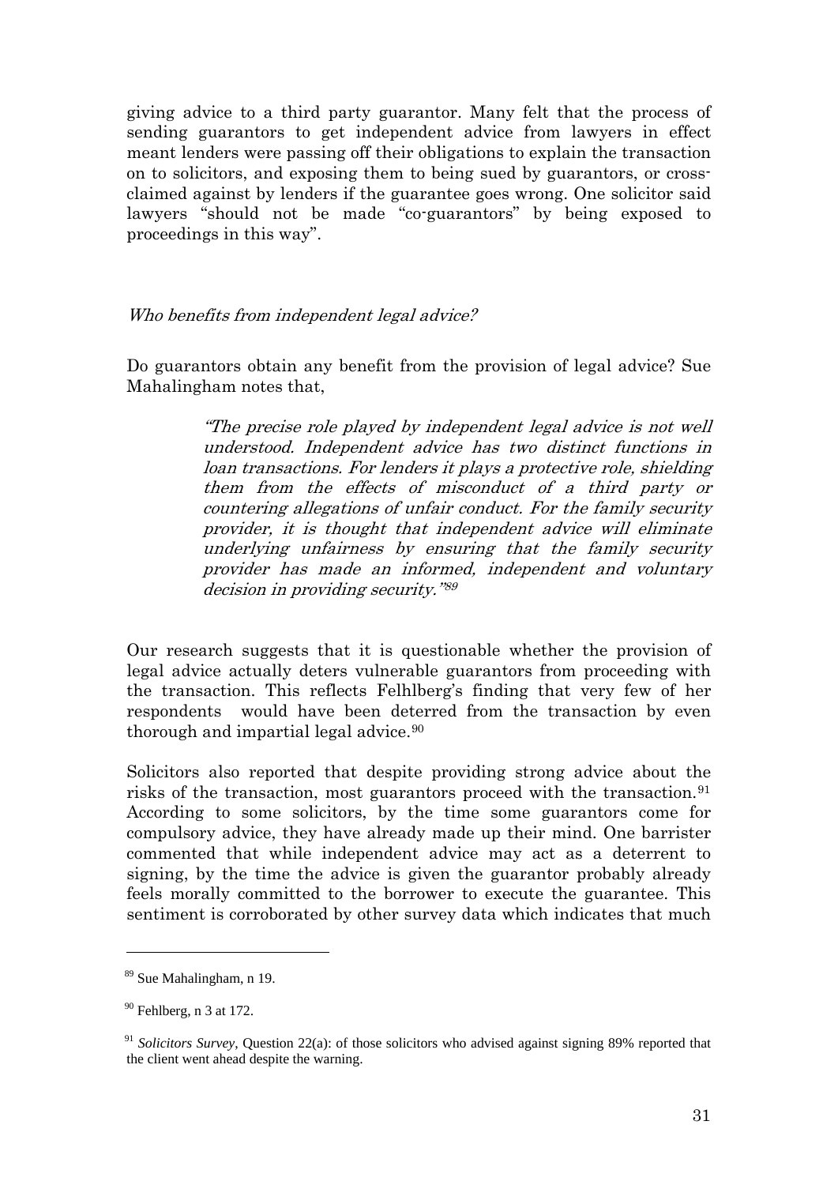giving advice to a third party guarantor. Many felt that the process of sending guarantors to get independent advice from lawyers in effect meant lenders were passing off their obligations to explain the transaction on to solicitors, and exposing them to being sued by guarantors, or cross-claimed against by lenders if the guarantee goes wrong. One solicitor said lawyers "should not be made "co-guarantors" by being exposed to proceedings in this way".

*Who benefits from independent legal advice?*

Do guarantors obtain any benefit from the provision of legal advice? Sue Mahalingham notes that,

> *"The precise role played by independent legal advice is not well understood. Independent advice has two distinct functions in loan transactions. For lenders it plays a protective role, shielding them from the effects of misconduct of a third party or countering allegations of unfair conduct. For the family security provider, it is thought that independent advice will eliminate underlying unfairness by ensuring that the family security provider has made an informed, independent and voluntary decision in providing security."*[89]

Our research suggests that it is questionable whether the provision of legal advice actually deters vulnerable guarantors from proceeding with the transaction. This reflects Felhlberg's finding that very few of her respondents would have been deterred from the transaction by even thorough and impartial legal advice.[90]

Solicitors also reported that despite providing strong advice about the risks of the transaction, most guarantors proceed with the transaction.[91] According to some solicitors, by the time some guarantors come for compulsory advice, they have already made up their mind. One barrister commented that while independent advice may act as a deterrent to signing, by the time the advice is given the guarantor probably already feels morally committed to the borrower to execute the guarantee. This sentiment is corroborated by other survey data which indicates that much

---

[89] Sue Mahalingham, n 19.

[90] Fehlberg, n 3 at 172.

[91] *Solicitors Survey*, Question 22(a): of those solicitors who advised against signing 89% reported that the client went ahead despite the warning.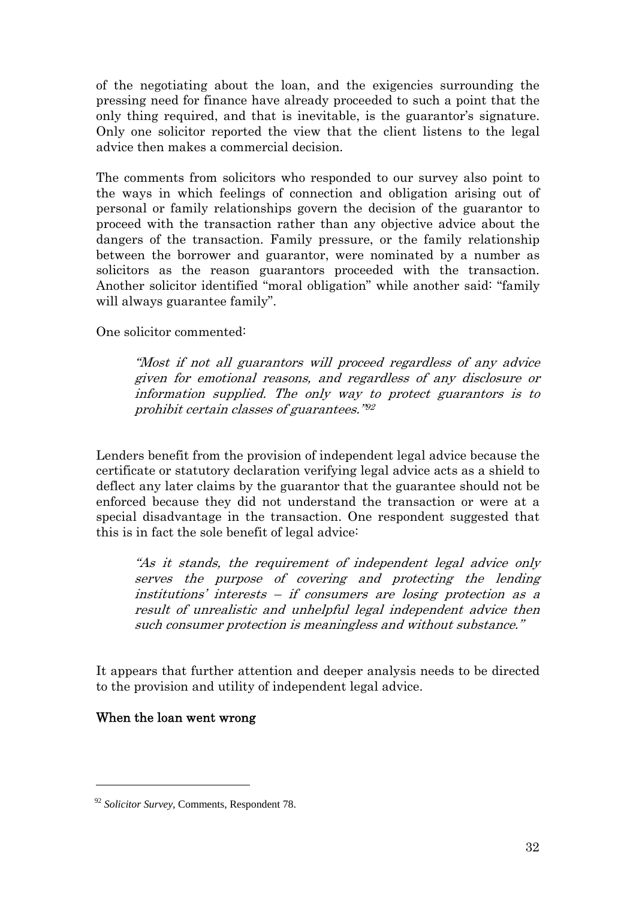of the negotiating about the loan, and the exigencies surrounding the pressing need for finance have already proceeded to such a point that the only thing required, and that is inevitable, is the guarantor's signature. Only one solicitor reported the view that the client listens to the legal advice then makes a commercial decision.

The comments from solicitors who responded to our survey also point to the ways in which feelings of connection and obligation arising out of personal or family relationships govern the decision of the guarantor to proceed with the transaction rather than any objective advice about the dangers of the transaction. Family pressure, or the family relationship between the borrower and guarantor, were nominated by a number as solicitors as the reason guarantors proceeded with the transaction. Another solicitor identified "moral obligation" while another said: "family will always guarantee family".

One solicitor commented:

> *"Most if not all guarantors will proceed regardless of any advice given for emotional reasons, and regardless of any disclosure or information supplied. The only way to protect guarantors is to prohibit certain classes of guarantees."*[92]

Lenders benefit from the provision of independent legal advice because the certificate or statutory declaration verifying legal advice acts as a shield to deflect any later claims by the guarantor that the guarantee should not be enforced because they did not understand the transaction or were at a special disadvantage in the transaction. One respondent suggested that this is in fact the sole benefit of legal advice:

> *"As it stands, the requirement of independent legal advice only serves the purpose of covering and protecting the lending institutions' interests – if consumers are losing protection as a result of unrealistic and unhelpful legal independent advice then such consumer protection is meaningless and without substance."*

It appears that further attention and deeper analysis needs to be directed to the provision and utility of independent legal advice.

### When the loan went wrong

---

[92] *Solicitor Survey*, Comments, Respondent 78.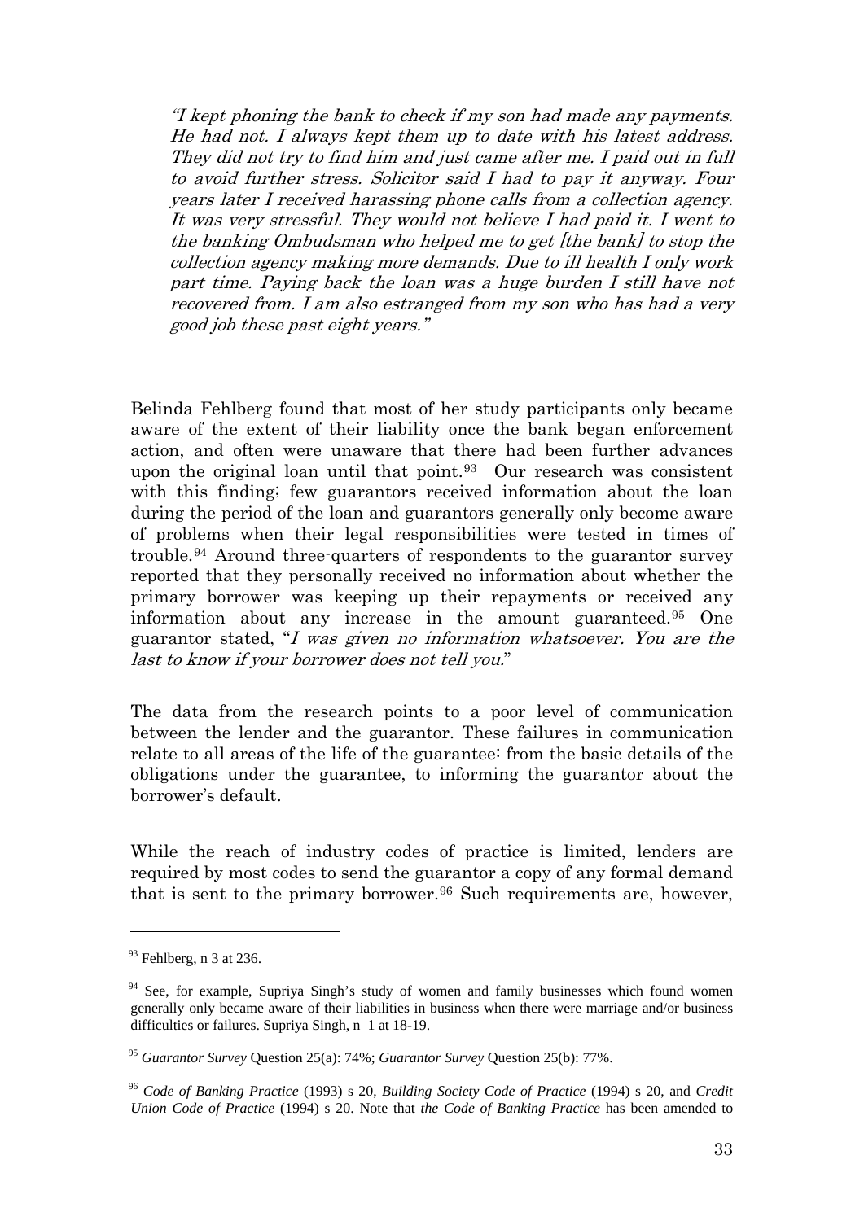*"I kept phoning the bank to check if my son had made any payments. He had not. I always kept them up to date with his latest address. They did not try to find him and just came after me. I paid out in full to avoid further stress. Solicitor said I had to pay it anyway. Four years later I received harassing phone calls from a collection agency. It was very stressful. They would not believe I had paid it. I went to the banking Ombudsman who helped me to get [the bank] to stop the collection agency making more demands. Due to ill health I only work part time. Paying back the loan was a huge burden I still have not recovered from. I am also estranged from my son who has had a very good job these past eight years."*

Belinda Fehlberg found that most of her study participants only became aware of the extent of their liability once the bank began enforcement action, and often were unaware that there had been further advances upon the original loan until that point.[93] Our research was consistent with this finding; few guarantors received information about the loan during the period of the loan and guarantors generally only become aware of problems when their legal responsibilities were tested in times of trouble.[94] Around three-quarters of respondents to the guarantor survey reported that they personally received no information about whether the primary borrower was keeping up their repayments or received any information about any increase in the amount guaranteed.[95] One guarantor stated, "*I was given no information whatsoever. You are the last to know if your borrower does not tell you.*"

The data from the research points to a poor level of communication between the lender and the guarantor. These failures in communication relate to all areas of the life of the guarantee: from the basic details of the obligations under the guarantee, to informing the guarantor about the borrower's default.

While the reach of industry codes of practice is limited, lenders are required by most codes to send the guarantor a copy of any formal demand that is sent to the primary borrower.[96] Such requirements are, however,

---

[93] Fehlberg, n 3 at 236.

[94] See, for example, Supriya Singh's study of women and family businesses which found women generally only became aware of their liabilities in business when there were marriage and/or business difficulties or failures. Supriya Singh, n 1 at 18-19.

[95] *Guarantor Survey* Question 25(a): 74%; *Guarantor Survey* Question 25(b): 77%.

[96] *Code of Banking Practice* (1993) s 20, *Building Society Code of Practice* (1994) s 20, and *Credit Union Code of Practice* (1994) s 20. Note that *the Code of Banking Practice* has been amended to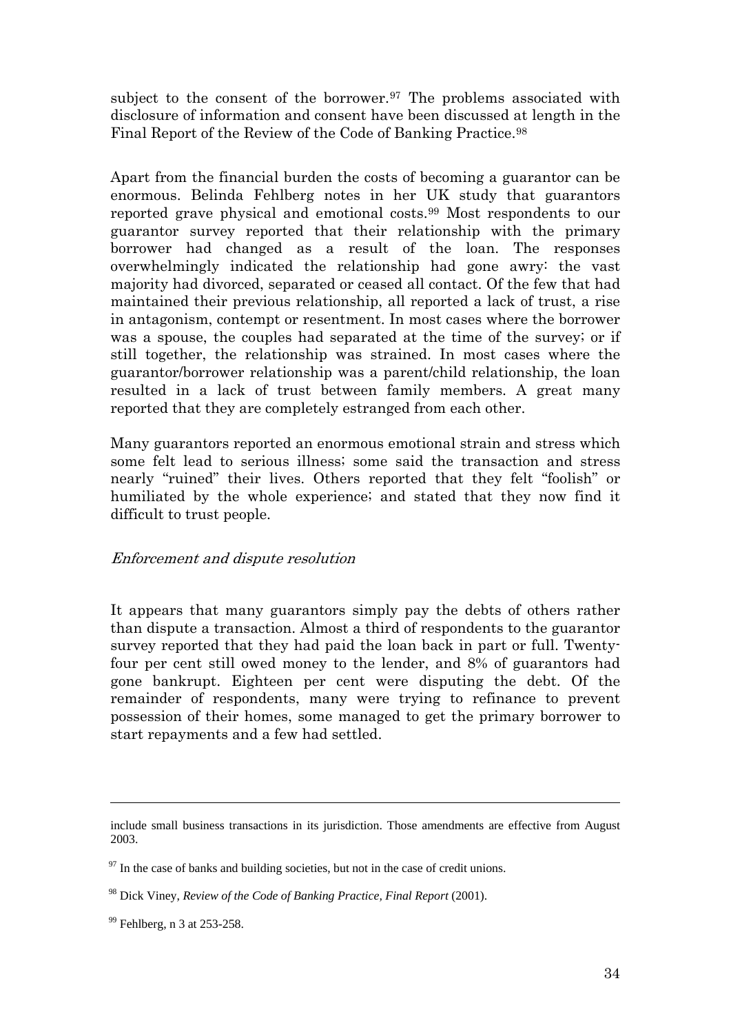subject to the consent of the borrower.[97] The problems associated with disclosure of information and consent have been discussed at length in the Final Report of the Review of the Code of Banking Practice.[98]

Apart from the financial burden the costs of becoming a guarantor can be enormous. Belinda Fehlberg notes in her UK study that guarantors reported grave physical and emotional costs.[99] Most respondents to our guarantor survey reported that their relationship with the primary borrower had changed as a result of the loan. The responses overwhelmingly indicated the relationship had gone awry: the vast majority had divorced, separated or ceased all contact. Of the few that had maintained their previous relationship, all reported a lack of trust, a rise in antagonism, contempt or resentment. In most cases where the borrower was a spouse, the couples had separated at the time of the survey; or if still together, the relationship was strained. In most cases where the guarantor/borrower relationship was a parent/child relationship, the loan resulted in a lack of trust between family members. A great many reported that they are completely estranged from each other.

Many guarantors reported an enormous emotional strain and stress which some felt lead to serious illness; some said the transaction and stress nearly "ruined" their lives. Others reported that they felt "foolish" or humiliated by the whole experience; and stated that they now find it difficult to trust people.

### *Enforcement and dispute resolution*

It appears that many guarantors simply pay the debts of others rather than dispute a transaction. Almost a third of respondents to the guarantor survey reported that they had paid the loan back in part or full. Twenty-four per cent still owed money to the lender, and 8% of guarantors had gone bankrupt. Eighteen per cent were disputing the debt. Of the remainder of respondents, many were trying to refinance to prevent possession of their homes, some managed to get the primary borrower to start repayments and a few had settled.

---

include small business transactions in its jurisdiction. Those amendments are effective from August 2003.

[97] In the case of banks and building societies, but not in the case of credit unions.

[98] Dick Viney, *Review of the Code of Banking Practice, Final Report* (2001).

[99] Fehlberg, n 3 at 253-258.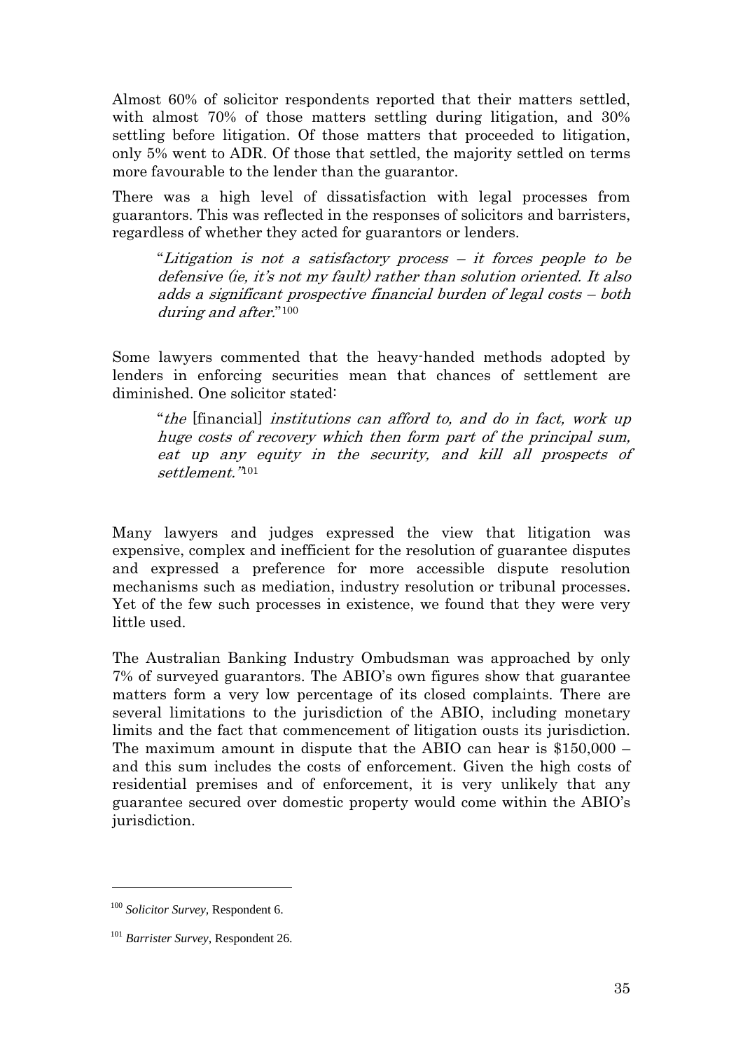Almost 60% of solicitor respondents reported that their matters settled, with almost 70% of those matters settling during litigation, and 30% settling before litigation. Of those matters that proceeded to litigation, only 5% went to ADR. Of those that settled, the majority settled on terms more favourable to the lender than the guarantor.

There was a high level of dissatisfaction with legal processes from guarantors. This was reflected in the responses of solicitors and barristers, regardless of whether they acted for guarantors or lenders.

> "*Litigation is not a satisfactory process – it forces people to be defensive (ie, it's not my fault) rather than solution oriented. It also adds a significant prospective financial burden of legal costs – both during and after.*"[100]

Some lawyers commented that the heavy-handed methods adopted by lenders in enforcing securities mean that chances of settlement are diminished. One solicitor stated:

> "*the* [financial] *institutions can afford to, and do in fact, work up huge costs of recovery which then form part of the principal sum, eat up any equity in the security, and kill all prospects of settlement."*[101]

Many lawyers and judges expressed the view that litigation was expensive, complex and inefficient for the resolution of guarantee disputes and expressed a preference for more accessible dispute resolution mechanisms such as mediation, industry resolution or tribunal processes. Yet of the few such processes in existence, we found that they were very little used.

The Australian Banking Industry Ombudsman was approached by only 7% of surveyed guarantors. The ABIO's own figures show that guarantee matters form a very low percentage of its closed complaints. There are several limitations to the jurisdiction of the ABIO, including monetary limits and the fact that commencement of litigation ousts its jurisdiction. The maximum amount in dispute that the ABIO can hear is $150,000 – and this sum includes the costs of enforcement. Given the high costs of residential premises and of enforcement, it is very unlikely that any guarantee secured over domestic property would come within the ABIO's jurisdiction.

---

[100] *Solicitor Survey*, Respondent 6.

[101] *Barrister Survey*, Respondent 26.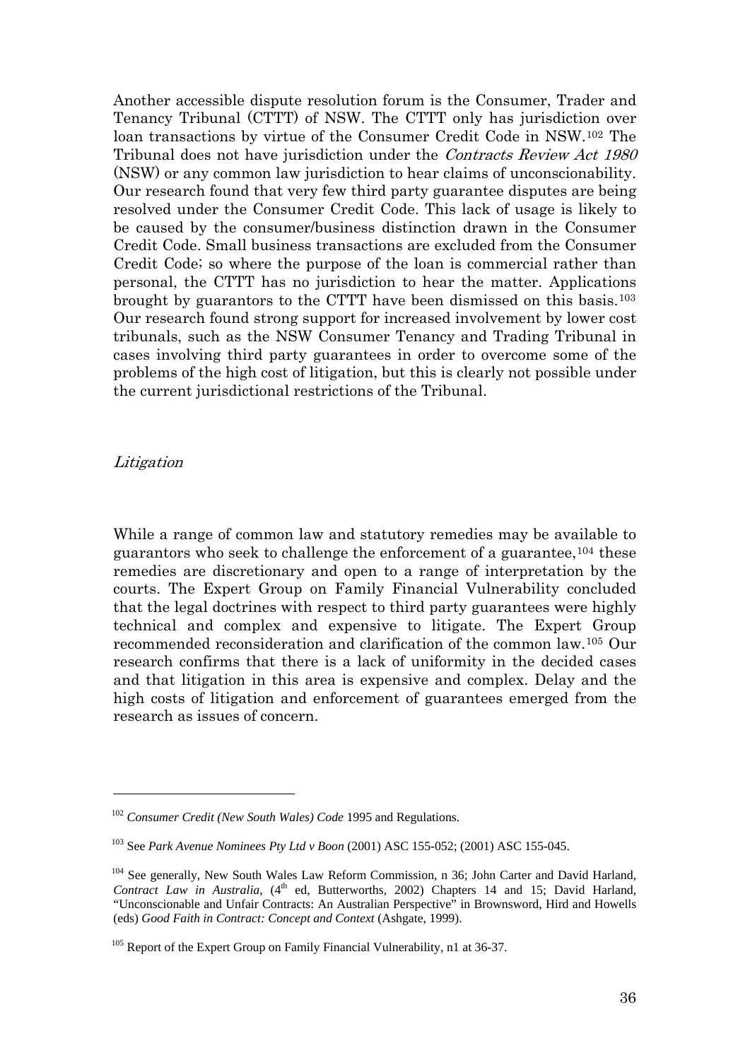Another accessible dispute resolution forum is the Consumer, Trader and Tenancy Tribunal (CTTT) of NSW. The CTTT only has jurisdiction over loan transactions by virtue of the Consumer Credit Code in NSW.[102] The Tribunal does not have jurisdiction under the *Contracts Review Act 1980* (NSW) or any common law jurisdiction to hear claims of unconscionability. Our research found that very few third party guarantee disputes are being resolved under the Consumer Credit Code. This lack of usage is likely to be caused by the consumer/business distinction drawn in the Consumer Credit Code. Small business transactions are excluded from the Consumer Credit Code; so where the purpose of the loan is commercial rather than personal, the CTTT has no jurisdiction to hear the matter. Applications brought by guarantors to the CTTT have been dismissed on this basis.[103] Our research found strong support for increased involvement by lower cost tribunals, such as the NSW Consumer Tenancy and Trading Tribunal in cases involving third party guarantees in order to overcome some of the problems of the high cost of litigation, but this is clearly not possible under the current jurisdictional restrictions of the Tribunal.

*Litigation*

While a range of common law and statutory remedies may be available to guarantors who seek to challenge the enforcement of a guarantee,[104] these remedies are discretionary and open to a range of interpretation by the courts. The Expert Group on Family Financial Vulnerability concluded that the legal doctrines with respect to third party guarantees were highly technical and complex and expensive to litigate. The Expert Group recommended reconsideration and clarification of the common law.[105] Our research confirms that there is a lack of uniformity in the decided cases and that litigation in this area is expensive and complex. Delay and the high costs of litigation and enforcement of guarantees emerged from the research as issues of concern.

---

[102] *Consumer Credit (New South Wales) Code* 1995 and Regulations.

[103] See *Park Avenue Nominees Pty Ltd v Boon* (2001) ASC 155-052; (2001) ASC 155-045.

[104] See generally, New South Wales Law Reform Commission, n 36; John Carter and David Harland, *Contract Law in Australia*, (4th ed, Butterworths, 2002) Chapters 14 and 15; David Harland, "Unconscionable and Unfair Contracts: An Australian Perspective" in Brownsword, Hird and Howells (eds) *Good Faith in Contract: Concept and Context* (Ashgate, 1999).

[105] Report of the Expert Group on Family Financial Vulnerability, n1 at 36-37.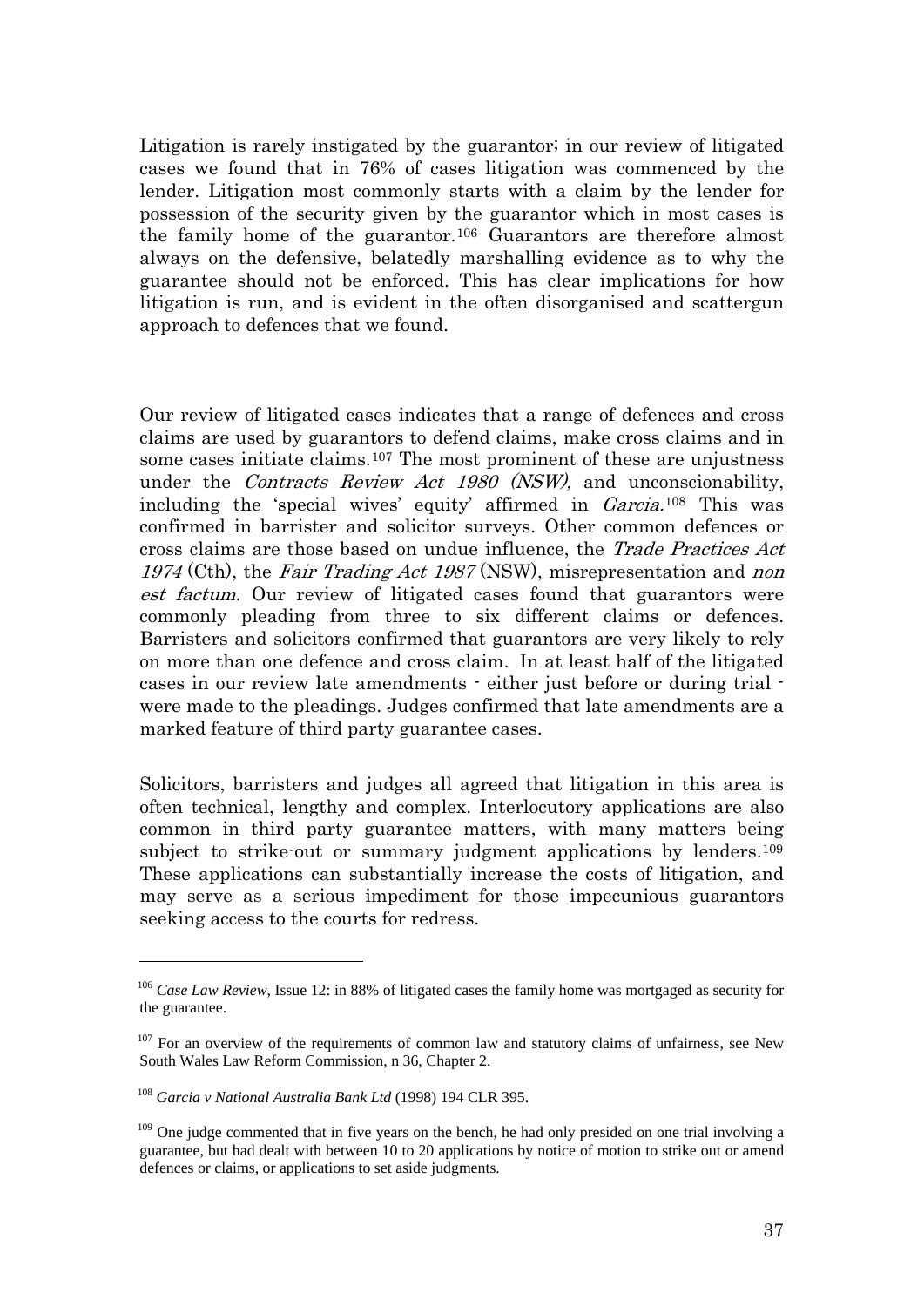Litigation is rarely instigated by the guarantor; in our review of litigated cases we found that in 76% of cases litigation was commenced by the lender. Litigation most commonly starts with a claim by the lender for possession of the security given by the guarantor which in most cases is the family home of the guarantor.[106] Guarantors are therefore almost always on the defensive, belatedly marshalling evidence as to why the guarantee should not be enforced. This has clear implications for how litigation is run, and is evident in the often disorganised and scattergun approach to defences that we found.

Our review of litigated cases indicates that a range of defences and cross claims are used by guarantors to defend claims, make cross claims and in some cases initiate claims.[107] The most prominent of these are unjustness under the *Contracts Review Act 1980 (NSW),* and unconscionability, including the 'special wives' equity' affirmed in *Garcia*.[108] This was confirmed in barrister and solicitor surveys. Other common defences or cross claims are those based on undue influence, the *Trade Practices Act 1974* (Cth), the *Fair Trading Act 1987* (NSW), misrepresentation and *non est factum*. Our review of litigated cases found that guarantors were commonly pleading from three to six different claims or defences. Barristers and solicitors confirmed that guarantors are very likely to rely on more than one defence and cross claim. In at least half of the litigated cases in our review late amendments - either just before or during trial - were made to the pleadings. Judges confirmed that late amendments are a marked feature of third party guarantee cases.

Solicitors, barristers and judges all agreed that litigation in this area is often technical, lengthy and complex. Interlocutory applications are also common in third party guarantee matters, with many matters being subject to strike-out or summary judgment applications by lenders.[109] These applications can substantially increase the costs of litigation, and may serve as a serious impediment for those impecunious guarantors seeking access to the courts for redress.

---

[106] *Case Law Review*, Issue 12: in 88% of litigated cases the family home was mortgaged as security for the guarantee.

[107] For an overview of the requirements of common law and statutory claims of unfairness, see New South Wales Law Reform Commission, n 36, Chapter 2.

[108] *Garcia v National Australia Bank Ltd* (1998) 194 CLR 395.

[109] One judge commented that in five years on the bench, he had only presided on one trial involving a guarantee, but had dealt with between 10 to 20 applications by notice of motion to strike out or amend defences or claims, or applications to set aside judgments.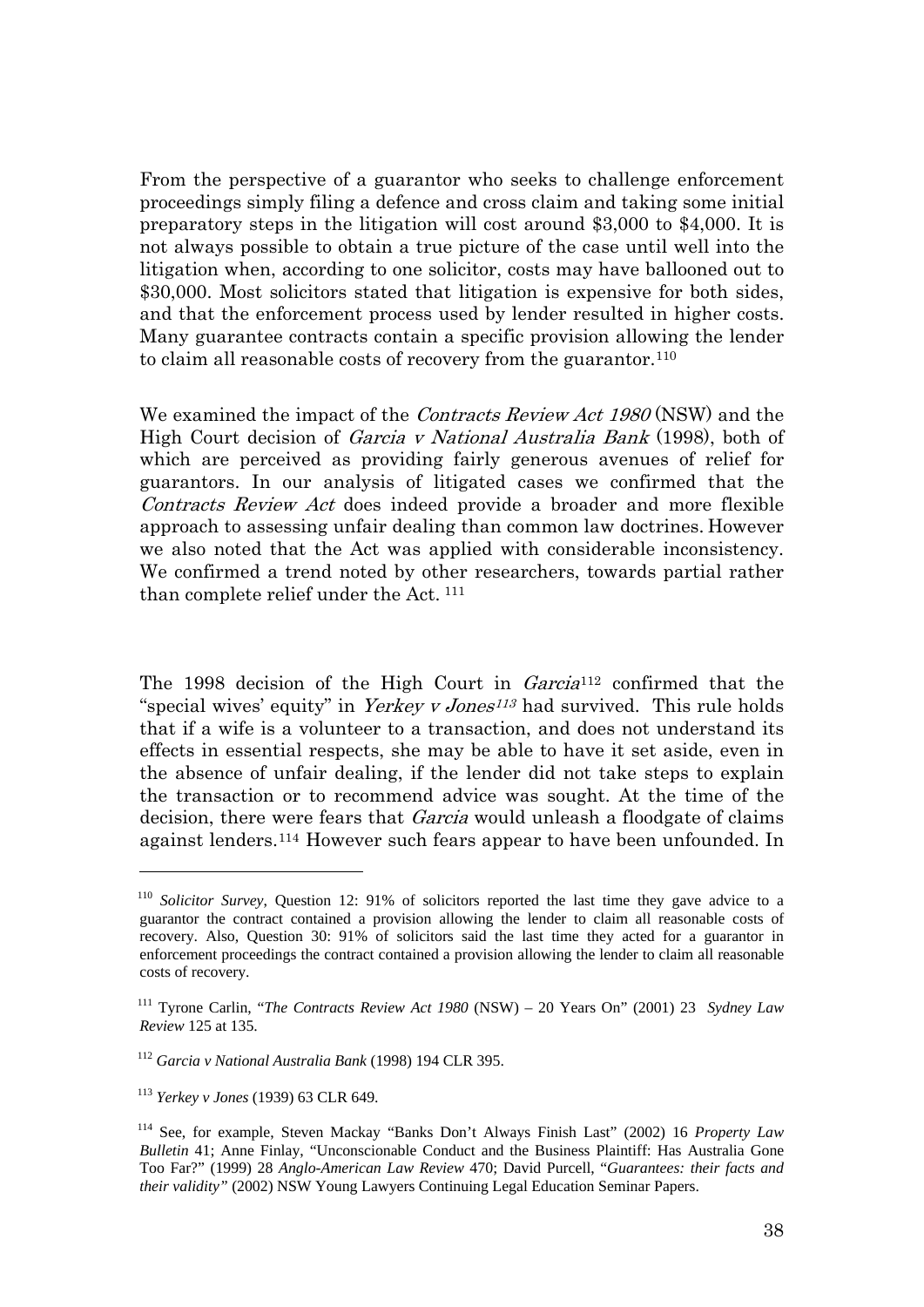From the perspective of a guarantor who seeks to challenge enforcement proceedings simply filing a defence and cross claim and taking some initial preparatory steps in the litigation will cost around \$3,000 to \$4,000. It is not always possible to obtain a true picture of the case until well into the litigation when, according to one solicitor, costs may have ballooned out to \$30,000. Most solicitors stated that litigation is expensive for both sides, and that the enforcement process used by lender resulted in higher costs. Many guarantee contracts contain a specific provision allowing the lender to claim all reasonable costs of recovery from the guarantor.[110]

We examined the impact of the *Contracts Review Act 1980* (NSW) and the High Court decision of *Garcia v National Australia Bank* (1998), both of which are perceived as providing fairly generous avenues of relief for guarantors. In our analysis of litigated cases we confirmed that the *Contracts Review Act* does indeed provide a broader and more flexible approach to assessing unfair dealing than common law doctrines. However we also noted that the Act was applied with considerable inconsistency. We confirmed a trend noted by other researchers, towards partial rather than complete relief under the Act. [111]

The 1998 decision of the High Court in *Garcia*[112] confirmed that the "special wives' equity" in *Yerkey v Jones*[113] had survived. This rule holds that if a wife is a volunteer to a transaction, and does not understand its effects in essential respects, she may be able to have it set aside, even in the absence of unfair dealing, if the lender did not take steps to explain the transaction or to recommend advice was sought. At the time of the decision, there were fears that *Garcia* would unleash a floodgate of claims against lenders.[114] However such fears appear to have been unfounded. In

---

[110] *Solicitor Survey*, Question 12: 91% of solicitors reported the last time they gave advice to a guarantor the contract contained a provision allowing the lender to claim all reasonable costs of recovery. Also, Question 30: 91% of solicitors said the last time they acted for a guarantor in enforcement proceedings the contract contained a provision allowing the lender to claim all reasonable costs of recovery.

[111] Tyrone Carlin, "*The Contracts Review Act 1980* (NSW) – 20 Years On" (2001) 23 *Sydney Law Review* 125 at 135.

[112] *Garcia v National Australia Bank* (1998) 194 CLR 395.

[113] *Yerkey v Jones* (1939) 63 CLR 649.

[114] See, for example, Steven Mackay "Banks Don't Always Finish Last" (2002) 16 *Property Law Bulletin* 41; Anne Finlay, "Unconscionable Conduct and the Business Plaintiff: Has Australia Gone Too Far?" (1999) 28 *Anglo-American Law Review* 470; David Purcell, "*Guarantees: their facts and their validity"* (2002) NSW Young Lawyers Continuing Legal Education Seminar Papers.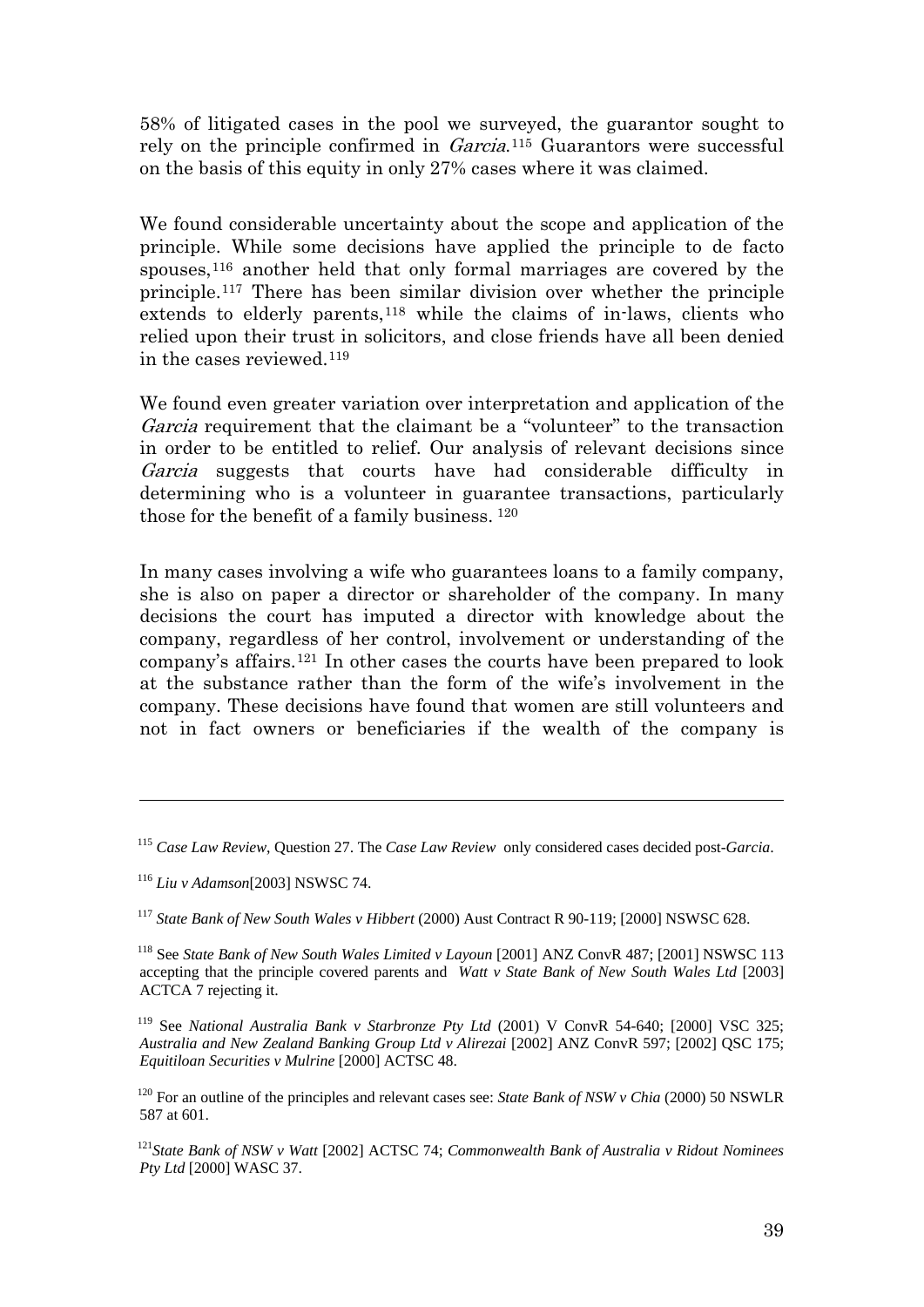58% of litigated cases in the pool we surveyed, the guarantor sought to rely on the principle confirmed in *Garcia*.[115] Guarantors were successful on the basis of this equity in only 27% cases where it was claimed.

We found considerable uncertainty about the scope and application of the principle. While some decisions have applied the principle to de facto spouses,[116] another held that only formal marriages are covered by the principle.[117] There has been similar division over whether the principle extends to elderly parents,[118] while the claims of in-laws, clients who relied upon their trust in solicitors, and close friends have all been denied in the cases reviewed.[119]

We found even greater variation over interpretation and application of the *Garcia* requirement that the claimant be a "volunteer" to the transaction in order to be entitled to relief. Our analysis of relevant decisions since *Garcia* suggests that courts have had considerable difficulty in determining who is a volunteer in guarantee transactions, particularly those for the benefit of a family business. [120]

In many cases involving a wife who guarantees loans to a family company, she is also on paper a director or shareholder of the company. In many decisions the court has imputed a director with knowledge about the company, regardless of her control, involvement or understanding of the company's affairs.[121] In other cases the courts have been prepared to look at the substance rather than the form of the wife's involvement in the company. These decisions have found that women are still volunteers and not in fact owners or beneficiaries if the wealth of the company is

---

[115] *Case Law Review*, Question 27. The *Case Law Review* only considered cases decided post-*Garcia*.

[116] *Liu v Adamson*[2003] NSWSC 74.

[117] *State Bank of New South Wales v Hibbert* (2000) Aust Contract R 90-119; [2000] NSWSC 628.

[118] See *State Bank of New South Wales Limited v Layoun* [2001] ANZ ConvR 487; [2001] NSWSC 113 accepting that the principle covered parents and *Watt v State Bank of New South Wales Ltd* [2003] ACTCA 7 rejecting it.

[119] See *National Australia Bank v Starbronze Pty Ltd* (2001) V ConvR 54-640; [2000] VSC 325; *Australia and New Zealand Banking Group Ltd v Alirezai* [2002] ANZ ConvR 597; [2002] QSC 175; *Equitiloan Securities v Mulrine* [2000] ACTSC 48.

[120] For an outline of the principles and relevant cases see: *State Bank of NSW v Chia* (2000) 50 NSWLR 587 at 601.

[121] *State Bank of NSW v Watt* [2002] ACTSC 74; *Commonwealth Bank of Australia v Ridout Nominees Pty Ltd* [2000] WASC 37.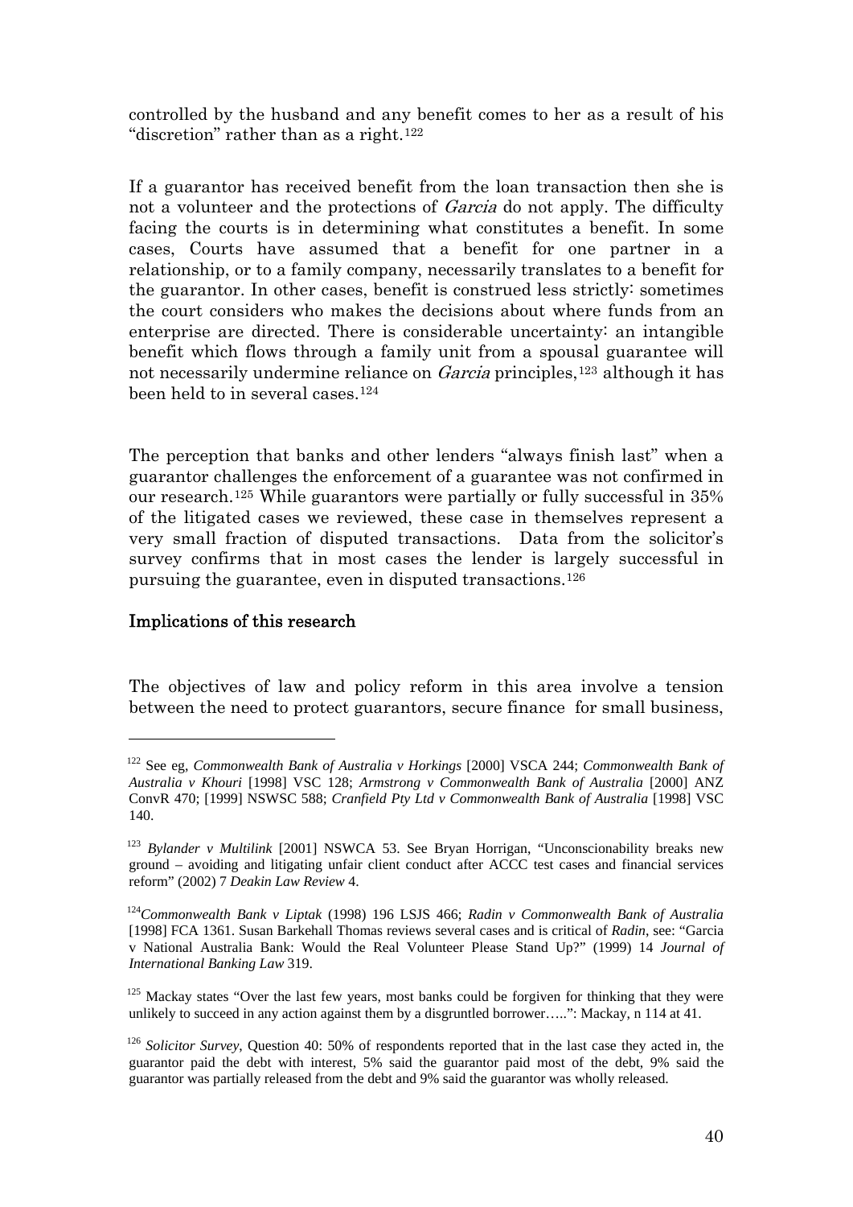controlled by the husband and any benefit comes to her as a result of his "discretion" rather than as a right.[122]

If a guarantor has received benefit from the loan transaction then she is not a volunteer and the protections of *Garcia* do not apply. The difficulty facing the courts is in determining what constitutes a benefit. In some cases, Courts have assumed that a benefit for one partner in a relationship, or to a family company, necessarily translates to a benefit for the guarantor. In other cases, benefit is construed less strictly: sometimes the court considers who makes the decisions about where funds from an enterprise are directed. There is considerable uncertainty: an intangible benefit which flows through a family unit from a spousal guarantee will not necessarily undermine reliance on *Garcia* principles,[123] although it has been held to in several cases.[124]

The perception that banks and other lenders "always finish last" when a guarantor challenges the enforcement of a guarantee was not confirmed in our research.[125] While guarantors were partially or fully successful in 35% of the litigated cases we reviewed, these case in themselves represent a very small fraction of disputed transactions. Data from the solicitor's survey confirms that in most cases the lender is largely successful in pursuing the guarantee, even in disputed transactions.[126]

## Implications of this research

The objectives of law and policy reform in this area involve a tension between the need to protect guarantors, secure finance for small business,

---

[122] See eg, *Commonwealth Bank of Australia v Horkings* [2000] VSCA 244; *Commonwealth Bank of Australia v Khouri* [1998] VSC 128; *Armstrong v Commonwealth Bank of Australia* [2000] ANZ ConvR 470; [1999] NSWSC 588; *Cranfield Pty Ltd v Commonwealth Bank of Australia* [1998] VSC 140.

[123] *Bylander v Multilink* [2001] NSWCA 53. See Bryan Horrigan, "Unconscionability breaks new ground – avoiding and litigating unfair client conduct after ACCC test cases and financial services reform" (2002) 7 *Deakin Law Review* 4.

[124] *Commonwealth Bank v Liptak* (1998) 196 LSJS 466; *Radin v Commonwealth Bank of Australia* [1998] FCA 1361. Susan Barkehall Thomas reviews several cases and is critical of *Radin*, see: "Garcia v National Australia Bank: Would the Real Volunteer Please Stand Up?" (1999) 14 *Journal of International Banking Law* 319.

[125] Mackay states "Over the last few years, most banks could be forgiven for thinking that they were unlikely to succeed in any action against them by a disgruntled borrower…..": Mackay, n 114 at 41.

[126] *Solicitor Survey*, Question 40: 50% of respondents reported that in the last case they acted in, the guarantor paid the debt with interest, 5% said the guarantor paid most of the debt, 9% said the guarantor was partially released from the debt and 9% said the guarantor was wholly released.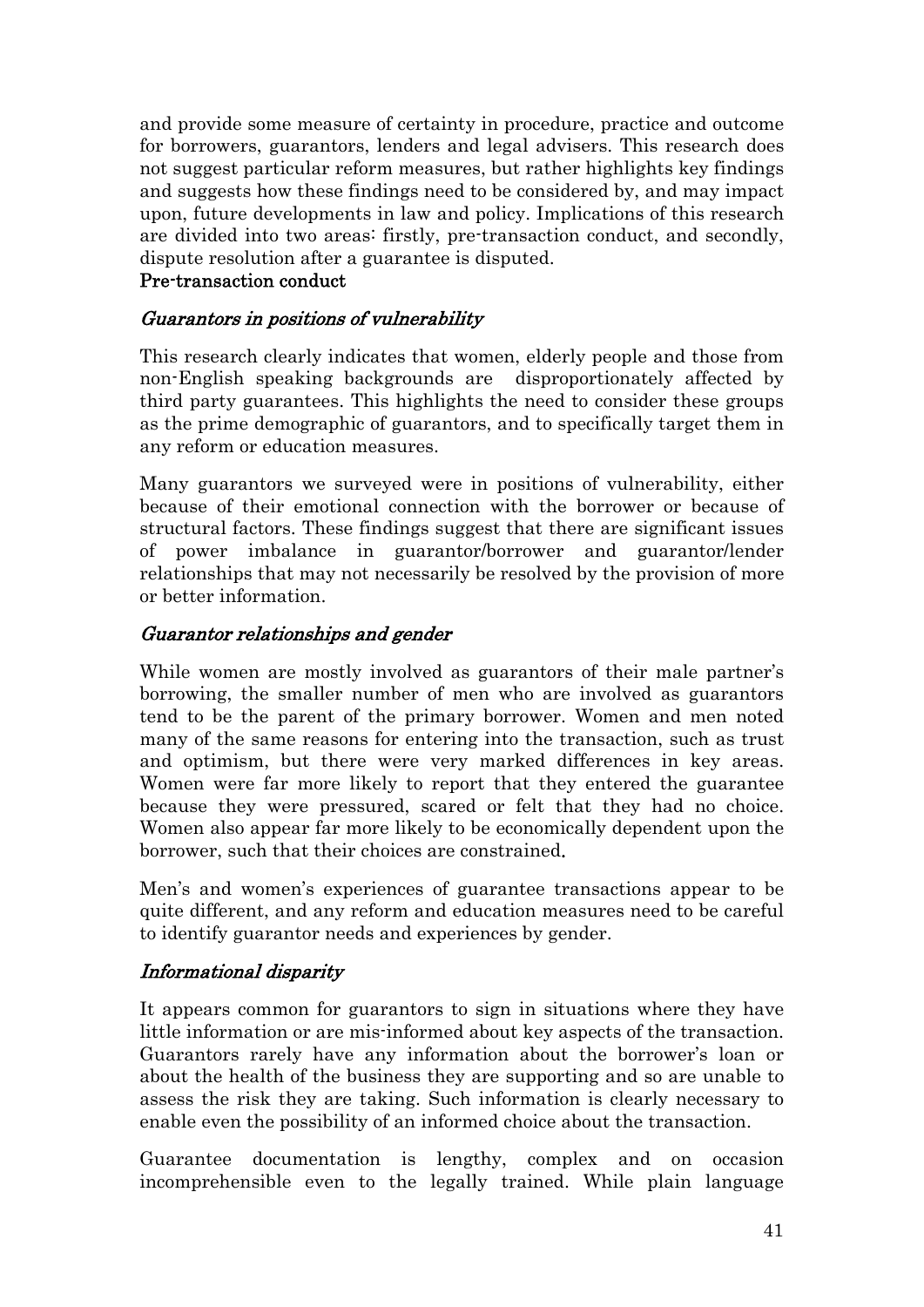and provide some measure of certainty in procedure, practice and outcome for borrowers, guarantors, lenders and legal advisers. This research does not suggest particular reform measures, but rather highlights key findings and suggests how these findings need to be considered by, and may impact upon, future developments in law and policy. Implications of this research are divided into two areas: firstly, pre-transaction conduct, and secondly, dispute resolution after a guarantee is disputed.

**Pre-transaction conduct**

### *Guarantors in positions of vulnerability*

This research clearly indicates that women, elderly people and those from non-English speaking backgrounds are disproportionately affected by third party guarantees. This highlights the need to consider these groups as the prime demographic of guarantors, and to specifically target them in any reform or education measures.

Many guarantors we surveyed were in positions of vulnerability, either because of their emotional connection with the borrower or because of structural factors. These findings suggest that there are significant issues of power imbalance in guarantor/borrower and guarantor/lender relationships that may not necessarily be resolved by the provision of more or better information.

### *Guarantor relationships and gender*

While women are mostly involved as guarantors of their male partner's borrowing, the smaller number of men who are involved as guarantors tend to be the parent of the primary borrower. Women and men noted many of the same reasons for entering into the transaction, such as trust and optimism, but there were very marked differences in key areas. Women were far more likely to report that they entered the guarantee because they were pressured, scared or felt that they had no choice. Women also appear far more likely to be economically dependent upon the borrower, such that their choices are constrained.

Men's and women's experiences of guarantee transactions appear to be quite different, and any reform and education measures need to be careful to identify guarantor needs and experiences by gender.

### *Informational disparity*

It appears common for guarantors to sign in situations where they have little information or are mis-informed about key aspects of the transaction. Guarantors rarely have any information about the borrower's loan or about the health of the business they are supporting and so are unable to assess the risk they are taking. Such information is clearly necessary to enable even the possibility of an informed choice about the transaction.

Guarantee documentation is lengthy, complex and on occasion incomprehensible even to the legally trained. While plain language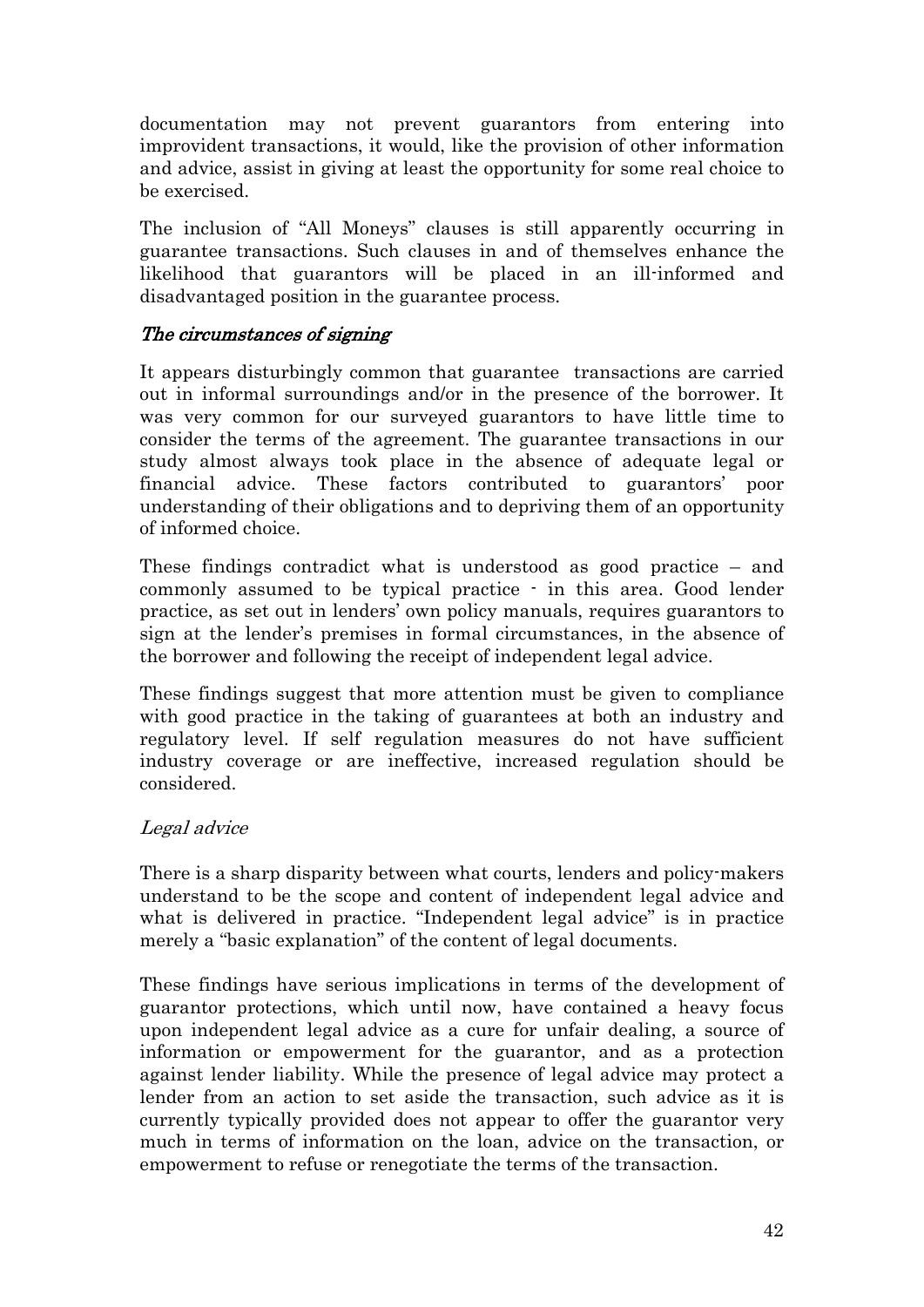documentation may not prevent guarantors from entering into improvident transactions, it would, like the provision of other information and advice, assist in giving at least the opportunity for some real choice to be exercised.

The inclusion of "All Moneys" clauses is still apparently occurring in guarantee transactions. Such clauses in and of themselves enhance the likelihood that guarantors will be placed in an ill-informed and disadvantaged position in the guarantee process.

### *The circumstances of signing*

It appears disturbingly common that guarantee transactions are carried out in informal surroundings and/or in the presence of the borrower. It was very common for our surveyed guarantors to have little time to consider the terms of the agreement. The guarantee transactions in our study almost always took place in the absence of adequate legal or financial advice. These factors contributed to guarantors' poor understanding of their obligations and to depriving them of an opportunity of informed choice.

These findings contradict what is understood as good practice – and commonly assumed to be typical practice - in this area. Good lender practice, as set out in lenders' own policy manuals, requires guarantors to sign at the lender's premises in formal circumstances, in the absence of the borrower and following the receipt of independent legal advice.

These findings suggest that more attention must be given to compliance with good practice in the taking of guarantees at both an industry and regulatory level. If self regulation measures do not have sufficient industry coverage or are ineffective, increased regulation should be considered.

### *Legal advice*

There is a sharp disparity between what courts, lenders and policy-makers understand to be the scope and content of independent legal advice and what is delivered in practice. "Independent legal advice" is in practice merely a "basic explanation" of the content of legal documents.

These findings have serious implications in terms of the development of guarantor protections, which until now, have contained a heavy focus upon independent legal advice as a cure for unfair dealing, a source of information or empowerment for the guarantor, and as a protection against lender liability. While the presence of legal advice may protect a lender from an action to set aside the transaction, such advice as it is currently typically provided does not appear to offer the guarantor very much in terms of information on the loan, advice on the transaction, or empowerment to refuse or renegotiate the terms of the transaction.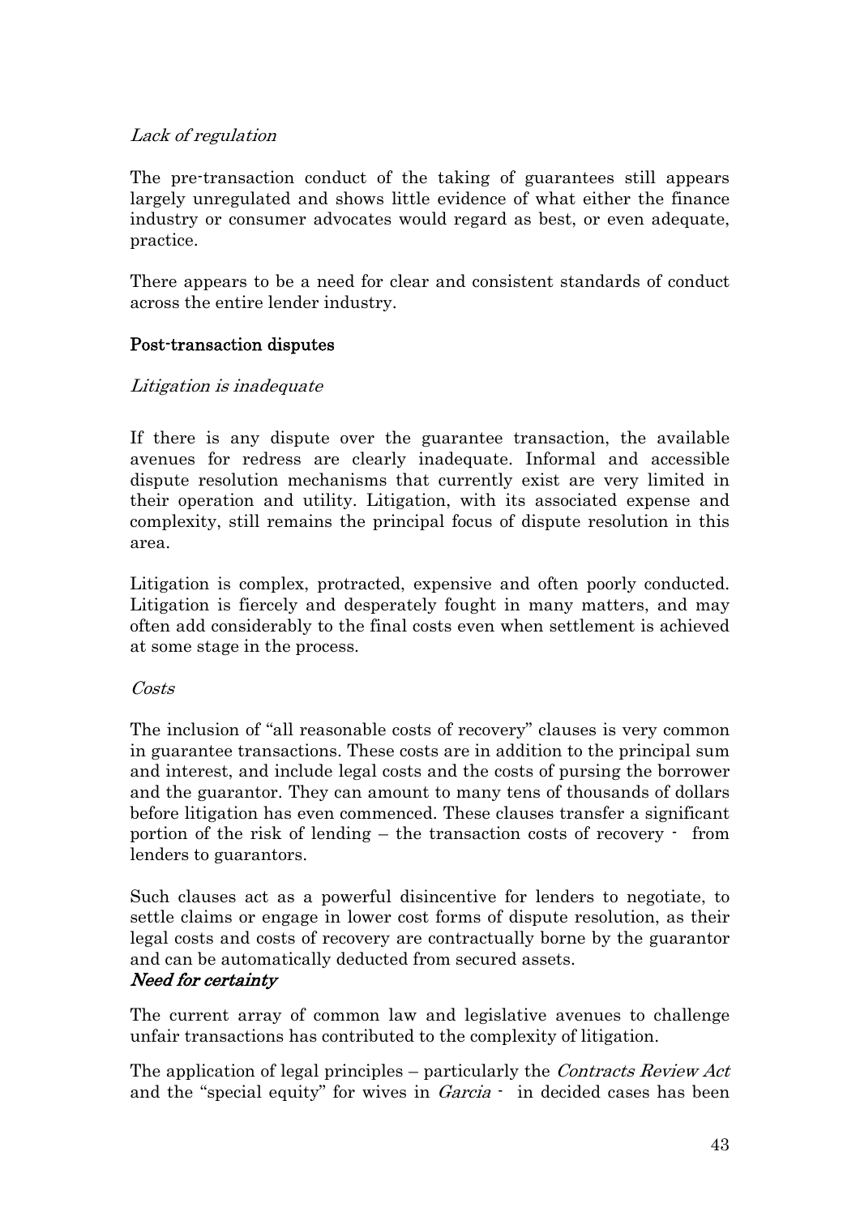*Lack of regulation*

The pre-transaction conduct of the taking of guarantees still appears largely unregulated and shows little evidence of what either the finance industry or consumer advocates would regard as best, or even adequate, practice.

There appears to be a need for clear and consistent standards of conduct across the entire lender industry.

**Post-transaction disputes**

*Litigation is inadequate*

If there is any dispute over the guarantee transaction, the available avenues for redress are clearly inadequate. Informal and accessible dispute resolution mechanisms that currently exist are very limited in their operation and utility. Litigation, with its associated expense and complexity, still remains the principal focus of dispute resolution in this area.

Litigation is complex, protracted, expensive and often poorly conducted. Litigation is fiercely and desperately fought in many matters, and may often add considerably to the final costs even when settlement is achieved at some stage in the process.

*Costs*

The inclusion of "all reasonable costs of recovery" clauses is very common in guarantee transactions. These costs are in addition to the principal sum and interest, and include legal costs and the costs of pursing the borrower and the guarantor. They can amount to many tens of thousands of dollars before litigation has even commenced. These clauses transfer a significant portion of the risk of lending – the transaction costs of recovery - from lenders to guarantors.

Such clauses act as a powerful disincentive for lenders to negotiate, to settle claims or engage in lower cost forms of dispute resolution, as their legal costs and costs of recovery are contractually borne by the guarantor and can be automatically deducted from secured assets.

***Need for certainty***

The current array of common law and legislative avenues to challenge unfair transactions has contributed to the complexity of litigation.

The application of legal principles – particularly the *Contracts Review Act* and the "special equity" for wives in *Garcia* - in decided cases has been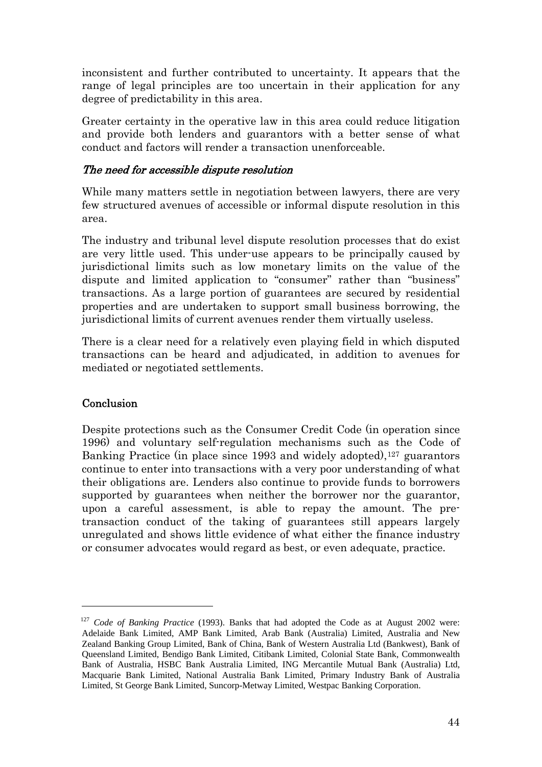inconsistent and further contributed to uncertainty. It appears that the range of legal principles are too uncertain in their application for any degree of predictability in this area.

Greater certainty in the operative law in this area could reduce litigation and provide both lenders and guarantors with a better sense of what conduct and factors will render a transaction unenforceable.

### *The need for accessible dispute resolution*

While many matters settle in negotiation between lawyers, there are very few structured avenues of accessible or informal dispute resolution in this area.

The industry and tribunal level dispute resolution processes that do exist are very little used. This under-use appears to be principally caused by jurisdictional limits such as low monetary limits on the value of the dispute and limited application to "consumer" rather than "business" transactions. As a large portion of guarantees are secured by residential properties and are undertaken to support small business borrowing, the jurisdictional limits of current avenues render them virtually useless.

There is a clear need for a relatively even playing field in which disputed transactions can be heard and adjudicated, in addition to avenues for mediated or negotiated settlements.

## Conclusion

Despite protections such as the Consumer Credit Code (in operation since 1996) and voluntary self-regulation mechanisms such as the Code of Banking Practice (in place since 1993 and widely adopted),[127] guarantors continue to enter into transactions with a very poor understanding of what their obligations are. Lenders also continue to provide funds to borrowers supported by guarantees when neither the borrower nor the guarantor, upon a careful assessment, is able to repay the amount. The pre-transaction conduct of the taking of guarantees still appears largely unregulated and shows little evidence of what either the finance industry or consumer advocates would regard as best, or even adequate, practice.

---

[127] *Code of Banking Practice* (1993). Banks that had adopted the Code as at August 2002 were: Adelaide Bank Limited, AMP Bank Limited, Arab Bank (Australia) Limited, Australia and New Zealand Banking Group Limited, Bank of China, Bank of Western Australia Ltd (Bankwest), Bank of Queensland Limited, Bendigo Bank Limited, Citibank Limited, Colonial State Bank, Commonwealth Bank of Australia, HSBC Bank Australia Limited, ING Mercantile Mutual Bank (Australia) Ltd, Macquarie Bank Limited, National Australia Bank Limited, Primary Industry Bank of Australia Limited, St George Bank Limited, Suncorp-Metway Limited, Westpac Banking Corporation.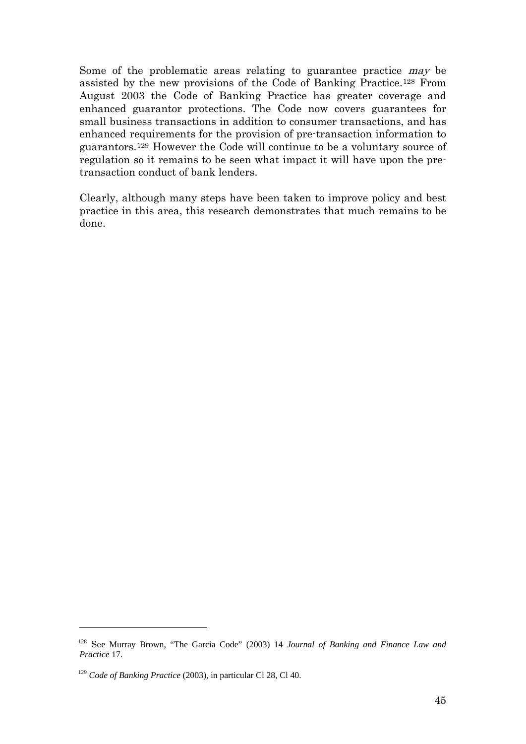Some of the problematic areas relating to guarantee practice *may* be assisted by the new provisions of the Code of Banking Practice.[128] From August 2003 the Code of Banking Practice has greater coverage and enhanced guarantor protections. The Code now covers guarantees for small business transactions in addition to consumer transactions, and has enhanced requirements for the provision of pre-transaction information to guarantors.[129] However the Code will continue to be a voluntary source of regulation so it remains to be seen what impact it will have upon the pre-transaction conduct of bank lenders.

Clearly, although many steps have been taken to improve policy and best practice in this area, this research demonstrates that much remains to be done.

---

[128] See Murray Brown, "The Garcia Code" (2003) 14 *Journal of Banking and Finance Law and Practice* 17.

[129] *Code of Banking Practice* (2003), in particular Cl 28, Cl 40.